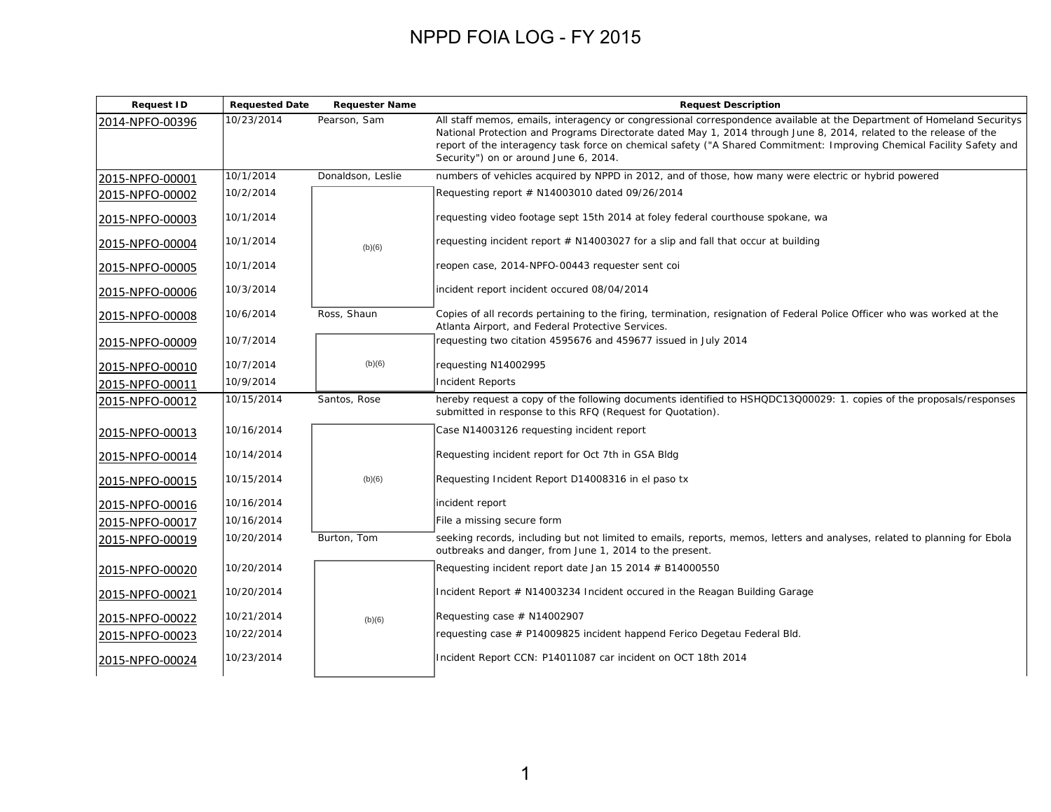# NPPD FOIA LOG - FY 2015

| Request ID | Requested Date | Requester Name | Request Description |
|---|---|---|---|
| 2014-NPFO-00396 | 10/23/2014 | Pearson, Sam | All staff memos, emails, interagency or congressional correspondence available at the Department of Homeland Securitys National Protection and Programs Directorate dated May 1, 2014 through June 8, 2014, related to the release of the report of the interagency task force on chemical safety ("A Shared Commitment: Improving Chemical Facility Safety and Security") on or around June 6, 2014. |
| 2015-NPFO-00001 | 10/1/2014 | Donaldson, Leslie | numbers of vehicles acquired by NPPD in 2012, and of those, how many were electric or hybrid powered |
| 2015-NPFO-00002 | 10/2/2014 | (b)(6) | Requesting report # N14003010 dated 09/26/2014 |
| 2015-NPFO-00003 | 10/1/2014 | (b)(6) | requesting video footage sept 15th 2014 at foley federal courthouse spokane, wa |
| 2015-NPFO-00004 | 10/1/2014 | (b)(6) | requesting incident report # N14003027 for a slip and fall that occur at building |
| 2015-NPFO-00005 | 10/1/2014 | (b)(6) | reopen case, 2014-NPFO-00443 requester sent coi |
| 2015-NPFO-00006 | 10/3/2014 | (b)(6) | incident report incident occured 08/04/2014 |
| 2015-NPFO-00008 | 10/6/2014 | Ross, Shaun | Copies of all records pertaining to the firing, termination, resignation of Federal Police Officer who was worked at the Atlanta Airport, and Federal Protective Services. |
| 2015-NPFO-00009 | 10/7/2014 | (b)(6) | requesting two citation 4595676 and 459677 issued in July 2014 |
| 2015-NPFO-00010 | 10/7/2014 | (b)(6) | requesting N14002995 |
| 2015-NPFO-00011 | 10/9/2014 | (b)(6) | Incident Reports |
| 2015-NPFO-00012 | 10/15/2014 | Santos, Rose | hereby request a copy of the following documents identified to HSHQDC13Q00029: 1. copies of the proposals/responses submitted in response to this RFQ (Request for Quotation). |
| 2015-NPFO-00013 | 10/16/2014 | (b)(6) | Case N14003126 requesting incident report |
| 2015-NPFO-00014 | 10/14/2014 | (b)(6) | Requesting incident report for Oct 7th in GSA Bldg |
| 2015-NPFO-00015 | 10/15/2014 | (b)(6) | Requesting Incident Report D14008316 in el paso tx |
| 2015-NPFO-00016 | 10/16/2014 | (b)(6) | incident report |
| 2015-NPFO-00017 | 10/16/2014 | (b)(6) | File a missing secure form |
| 2015-NPFO-00019 | 10/20/2014 | Burton, Tom | seeking records, including but not limited to emails, reports, memos, letters and analyses, related to planning for Ebola outbreaks and danger, from June 1, 2014 to the present. |
| 2015-NPFO-00020 | 10/20/2014 | (b)(6) | Requesting incident report date Jan 15 2014 # B14000550 |
| 2015-NPFO-00021 | 10/20/2014 | (b)(6) | Incident Report # N14003234 Incident occured in the Reagan Building Garage |
| 2015-NPFO-00022 | 10/21/2014 | (b)(6) | Requesting case # N14002907 |
| 2015-NPFO-00023 | 10/22/2014 | (b)(6) | requesting case # P14009825 incident happend Ferico Degetau Federal Bld. |
| 2015-NPFO-00024 | 10/23/2014 | (b)(6) | Incident Report CCN: P14011087 car incident on OCT 18th 2014 |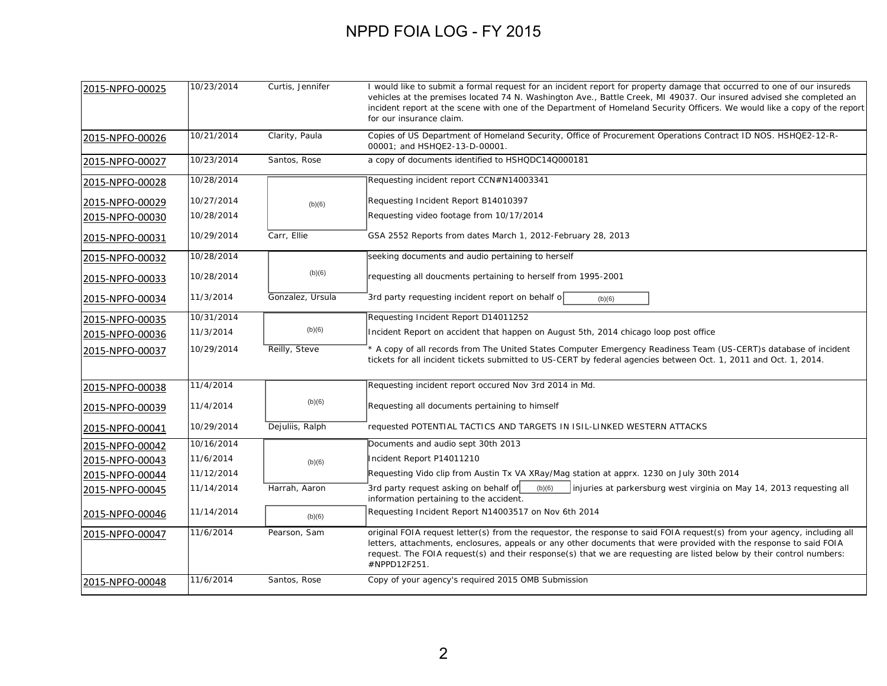# NPPD FOIA LOG - FY 2015

| | | | |
|---|---|---|---|
| 2015-NPFO-00025 | 10/23/2014 | Curtis, Jennifer | I would like to submit a formal request for an incident report for property damage that occurred to one of our insureds vehicles at the premises located 74 N. Washington Ave., Battle Creek, MI 49037. Our insured advised she completed an incident report at the scene with one of the Department of Homeland Security Officers. We would like a copy of the report for our insurance claim. |
| 2015-NPFO-00026 | 10/21/2014 | Clarity, Paula | Copies of US Department of Homeland Security, Office of Procurement Operations Contract ID NOS. HSHQE2-12-R-00001; and HSHQE2-13-D-00001. |
| 2015-NPFO-00027 | 10/23/2014 | Santos, Rose | a copy of documents identified to HSHQDC14Q000181 |
| 2015-NPFO-00028 | 10/28/2014 | (b)(6) | Requesting incident report CCN#N14003341 |
| 2015-NPFO-00029 | 10/27/2014 | (b)(6) | Requesting Incident Report B14010397 |
| 2015-NPFO-00030 | 10/28/2014 | (b)(6) | Requesting video footage from 10/17/2014 |
| 2015-NPFO-00031 | 10/29/2014 | Carr, Ellie | GSA 2552 Reports from dates March 1, 2012-February 28, 2013 |
| 2015-NPFO-00032 | 10/28/2014 | (b)(6) | seeking documents and audio pertaining to herself |
| 2015-NPFO-00033 | 10/28/2014 | (b)(6) | requesting all doucments pertaining to herself from 1995-2001 |
| 2015-NPFO-00034 | 11/3/2014 | Gonzalez, Ursula | 3rd party requesting incident report on behalf o (b)(6) |
| 2015-NPFO-00035 | 10/31/2014 | (b)(6) | Requesting Incident Report D14011252 |
| 2015-NPFO-00036 | 11/3/2014 | (b)(6) | Incident Report on accident that happen on August 5th, 2014 chicago loop post office |
| 2015-NPFO-00037 | 10/29/2014 | Reilly, Steve | * A copy of all records from The United States Computer Emergency Readiness Team (US-CERT)s database of incident tickets for all incident tickets submitted to US-CERT by federal agencies between Oct. 1, 2011 and Oct. 1, 2014. |
| 2015-NPFO-00038 | 11/4/2014 | (b)(6) | Requesting incident report occured Nov 3rd 2014 in Md. |
| 2015-NPFO-00039 | 11/4/2014 | (b)(6) | Requesting all documents pertaining to himself |
| 2015-NPFO-00041 | 10/29/2014 | Dejuliis, Ralph | requested POTENTIAL TACTICS AND TARGETS IN ISIL-LINKED WESTERN ATTACKS |
| 2015-NPFO-00042 | 10/16/2014 | (b)(6) | Documents and audio sept 30th 2013 |
| 2015-NPFO-00043 | 11/6/2014 | (b)(6) | Incident Report P14011210 |
| 2015-NPFO-00044 | 11/12/2014 | (b)(6) | Requesting Vido clip from Austin Tx VA XRay/Mag station at apprx. 1230 on July 30th 2014 |
| 2015-NPFO-00045 | 11/14/2014 | Harrah, Aaron | 3rd party request asking on behalf of (b)(6) injuries at parkersburg west virginia on May 14, 2013 requesting all information pertaining to the accident. |
| 2015-NPFO-00046 | 11/14/2014 | (b)(6) | Requesting Incident Report N14003517 on Nov 6th 2014 |
| 2015-NPFO-00047 | 11/6/2014 | Pearson, Sam | original FOIA request letter(s) from the requestor, the response to said FOIA request(s) from your agency, including all letters, attachments, enclosures, appeals or any other documents that were provided with the response to said FOIA request. The FOIA request(s) and their response(s) that we are requesting are listed below by their control numbers: #NPPD12F251. |
| 2015-NPFO-00048 | 11/6/2014 | Santos, Rose | Copy of your agency's required 2015 OMB Submission |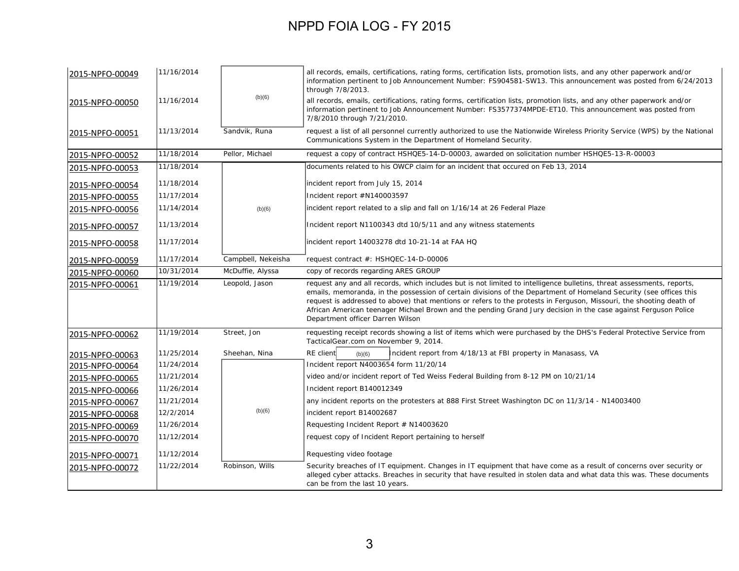# NPPD FOIA LOG - FY 2015

| | | | |
|---|---|---|---|
| 2015-NPFO-00049 | 11/16/2014 | (b)(6) | all records, emails, certifications, rating forms, certification lists, promotion lists, and any other paperwork and/or information pertinent to Job Announcement Number: FS904581-SW13. This announcement was posted from 6/24/2013 through 7/8/2013. |
| 2015-NPFO-00050 | 11/16/2014 | (b)(6) | all records, emails, certifications, rating forms, certification lists, promotion lists, and any other paperwork and/or information pertinent to Job Announcement Number: FS3577374MPDE-ET10. This announcement was posted from 7/8/2010 through 7/21/2010. |
| 2015-NPFO-00051 | 11/13/2014 | Sandvik, Runa | request a list of all personnel currently authorized to use the Nationwide Wireless Priority Service (WPS) by the National Communications System in the Department of Homeland Security. |
| 2015-NPFO-00052 | 11/18/2014 | Pellor, Michael | request a copy of contract HSHQE5-14-D-00003, awarded on solicitation number HSHQE5-13-R-00003 |
| 2015-NPFO-00053 | 11/18/2014 | (b)(6) | documents related to his OWCP claim for an incident that occured on Feb 13, 2014 |
| 2015-NPFO-00054 | 11/18/2014 | (b)(6) | incident report from July 15, 2014 |
| 2015-NPFO-00055 | 11/17/2014 | (b)(6) | Incident report #N140003597 |
| 2015-NPFO-00056 | 11/14/2014 | (b)(6) | incident report related to a slip and fall on 1/16/14 at 26 Federal Plaze |
| 2015-NPFO-00057 | 11/13/2014 | (b)(6) | Incident report N1100343 dtd 10/5/11 and any witness statements |
| 2015-NPFO-00058 | 11/17/2014 | (b)(6) | incident report 14003278 dtd 10-21-14 at FAA HQ |
| 2015-NPFO-00059 | 11/17/2014 | Campbell, Nekeisha | request contract #: HSHQEC-14-D-00006 |
| 2015-NPFO-00060 | 10/31/2014 | McDuffie, Alyssa | copy of records regarding ARES GROUP |
| 2015-NPFO-00061 | 11/19/2014 | Leopold, Jason | request any and all records, which includes but is not limited to intelligence bulletins, threat assessments, reports, emails, memoranda, in the possession of certain divisions of the Department of Homeland Security (see offices this request is addressed to above) that mentions or refers to the protests in Ferguson, Missouri, the shooting death of African American teenager Michael Brown and the pending Grand Jury decision in the case against Ferguson Police Department officer Darren Wilson |
| 2015-NPFO-00062 | 11/19/2014 | Street, Jon | requesting receipt records showing a list of items which were purchased by the DHS's Federal Protective Service from TacticalGear.com on November 9, 2014. |
| 2015-NPFO-00063 | 11/25/2014 | Sheehan, Nina | RE client (b)(6) Incident report from 4/18/13 at FBI property in Manasass, VA |
| 2015-NPFO-00064 | 11/24/2014 | (b)(6) | Incident report N4003654 form 11/20/14 |
| 2015-NPFO-00065 | 11/21/2014 | (b)(6) | video and/or incident report of Ted Weiss Federal Building from 8-12 PM on 10/21/14 |
| 2015-NPFO-00066 | 11/26/2014 | (b)(6) | Incident report B140012349 |
| 2015-NPFO-00067 | 11/21/2014 | (b)(6) | any incident reports on the protesters at 888 First Street Washington DC on 11/3/14 - N14003400 |
| 2015-NPFO-00068 | 12/2/2014 | (b)(6) | incident report B14002687 |
| 2015-NPFO-00069 | 11/26/2014 | (b)(6) | Requesting Incident Report # N14003620 |
| 2015-NPFO-00070 | 11/12/2014 | (b)(6) | request copy of Incident Report pertaining to herself |
| 2015-NPFO-00071 | 11/12/2014 | (b)(6) | Requesting video footage |
| 2015-NPFO-00072 | 11/22/2014 | Robinson, Wills | Security breaches of IT equipment. Changes in IT equipment that have come as a result of concerns over security or alleged cyber attacks. Breaches in security that have resulted in stolen data and what data this was. These documents can be from the last 10 years. |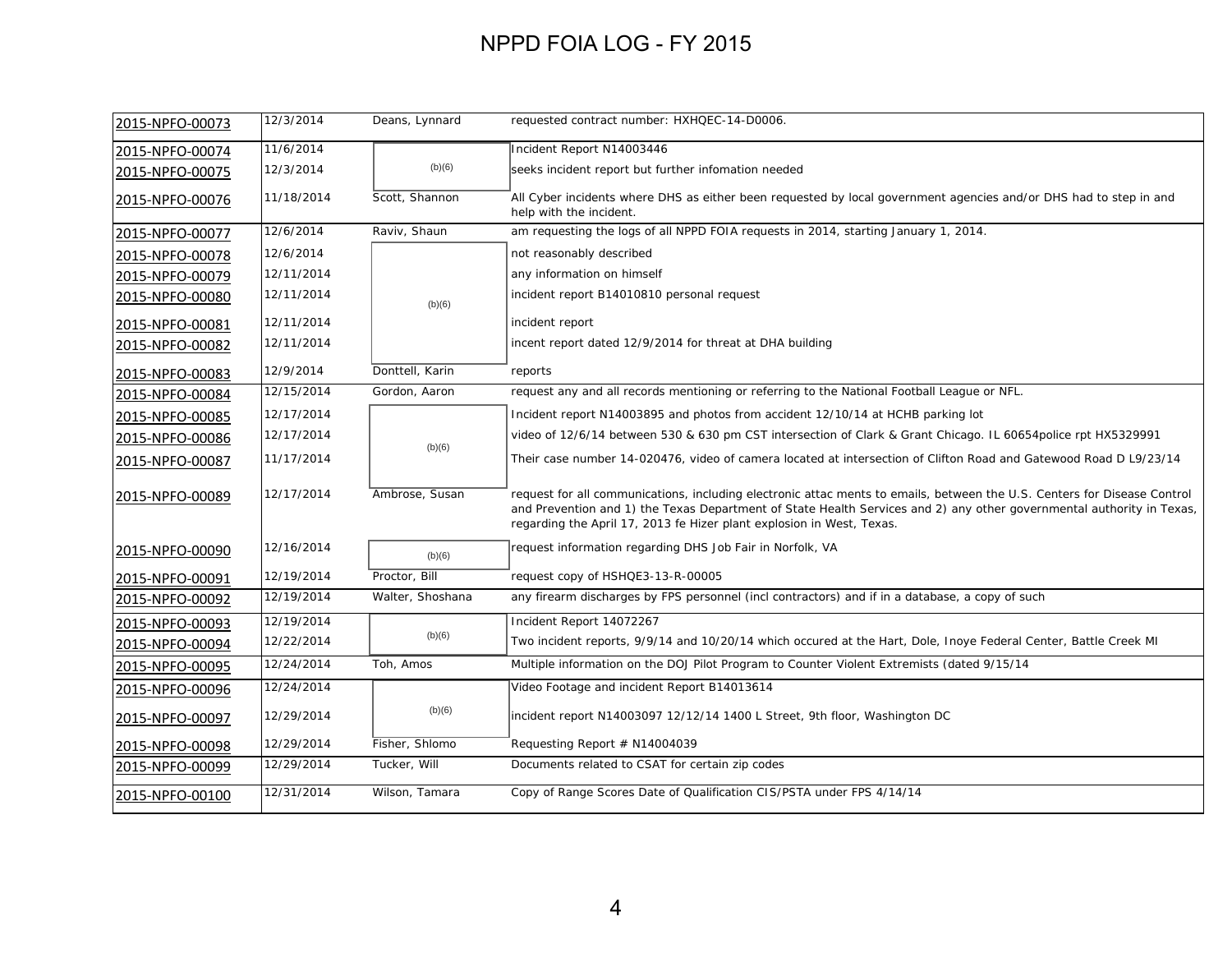# NPPD FOIA LOG - FY 2015

| | | | |
|---|---|---|---|
| 2015-NPFO-00073 | 12/3/2014 | Deans, Lynnard | requested contract number: HXHQEC-14-D0006. |
| 2015-NPFO-00074 | 11/6/2014 | (b)(6) | Incident Report N14003446 |
| 2015-NPFO-00075 | 12/3/2014 | | seeks incident report but further infomation needed |
| 2015-NPFO-00076 | 11/18/2014 | Scott, Shannon | All Cyber incidents where DHS as either been requested by local government agencies and/or DHS had to step in and help with the incident. |
| 2015-NPFO-00077 | 12/6/2014 | Raviv, Shaun | am requesting the logs of all NPPD FOIA requests in 2014, starting January 1, 2014. |
| 2015-NPFO-00078 | 12/6/2014 | (b)(6) | not reasonably described |
| 2015-NPFO-00079 | 12/11/2014 | | any information on himself |
| 2015-NPFO-00080 | 12/11/2014 | | incident report B14010810 personal request |
| 2015-NPFO-00081 | 12/11/2014 | | incident report |
| 2015-NPFO-00082 | 12/11/2014 | | incent report dated 12/9/2014 for threat at DHA building |
| 2015-NPFO-00083 | 12/9/2014 | Donttell, Karin | reports |
| 2015-NPFO-00084 | 12/15/2014 | Gordon, Aaron | request any and all records mentioning or referring to the National Football League or NFL. |
| 2015-NPFO-00085 | 12/17/2014 | (b)(6) | Incident report N14003895 and photos from accident 12/10/14 at HCHB parking lot |
| 2015-NPFO-00086 | 12/17/2014 | | video of 12/6/14 between 530 & 630 pm CST intersection of Clark & Grant Chicago. IL 60654police rpt HX5329991 |
| 2015-NPFO-00087 | 11/17/2014 | | Their case number 14-020476, video of camera located at intersection of Clifton Road and Gatewood Road D L9/23/14 |
| 2015-NPFO-00089 | 12/17/2014 | Ambrose, Susan | request for all communications, including electronic attac ments to emails, between the U.S. Centers for Disease Control and Prevention and 1) the Texas Department of State Health Services and 2) any other governmental authority in Texas, regarding the April 17, 2013 fe Hizer plant explosion in West, Texas. |
| 2015-NPFO-00090 | 12/16/2014 | (b)(6) | request information regarding DHS Job Fair in Norfolk, VA |
| 2015-NPFO-00091 | 12/19/2014 | Proctor, Bill | request copy of HSHQE3-13-R-00005 |
| 2015-NPFO-00092 | 12/19/2014 | Walter, Shoshana | any firearm discharges by FPS personnel (incl contractors) and if in a database, a copy of such |
| 2015-NPFO-00093 | 12/19/2014 | (b)(6) | Incident Report 14072267 |
| 2015-NPFO-00094 | 12/22/2014 | | Two incident reports, 9/9/14 and 10/20/14 which occured at the Hart, Dole, Inoye Federal Center, Battle Creek MI |
| 2015-NPFO-00095 | 12/24/2014 | Toh, Amos | Multiple information on the DOJ Pilot Program to Counter Violent Extremists (dated 9/15/14 |
| 2015-NPFO-00096 | 12/24/2014 | (b)(6) | Video Footage and incident Report B14013614 |
| 2015-NPFO-00097 | 12/29/2014 | | incident report N14003097 12/12/14 1400 L Street, 9th floor, Washington DC |
| 2015-NPFO-00098 | 12/29/2014 | Fisher, Shlomo | Requesting Report # N14004039 |
| 2015-NPFO-00099 | 12/29/2014 | Tucker, Will | Documents related to CSAT for certain zip codes |
| 2015-NPFO-00100 | 12/31/2014 | Wilson, Tamara | Copy of Range Scores Date of Qualification CIS/PSTA under FPS 4/14/14 |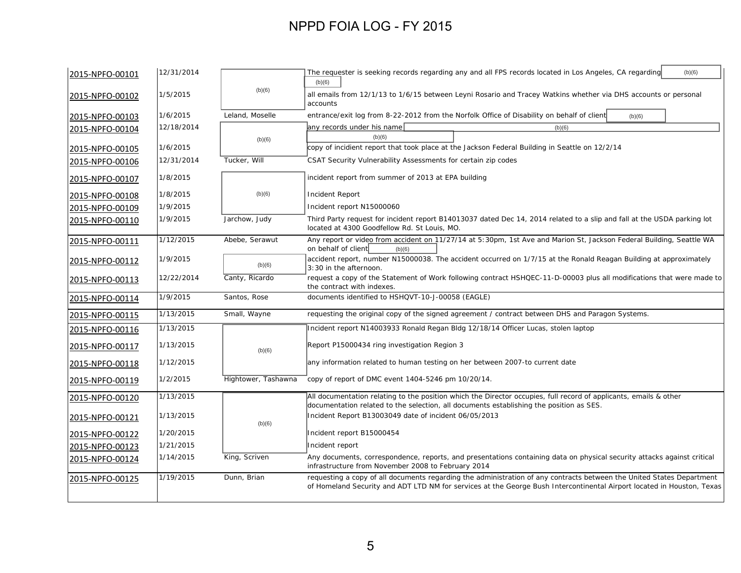# NPPD FOIA LOG - FY 2015

| | | | |
|---|---|---|---|
| 2015-NPFO-00101 | 12/31/2014 | (b)(6) | The requester is seeking records regarding any and all FPS records located in Los Angeles, CA regarding (b)(6) (b)(6) |
| 2015-NPFO-00102 | 1/5/2015 | (b)(6) | all emails from 12/1/13 to 1/6/15 between Leyni Rosario and Tracey Watkins whether via DHS accounts or personal accounts |
| 2015-NPFO-00103 | 1/6/2015 | Leland, Moselle | entrance/exit log from 8-22-2012 from the Norfolk Office of Disability on behalf of client (b)(6) |
| 2015-NPFO-00104 | 12/18/2014 | (b)(6) | any records under his name (b)(6) (b)(6) |
| 2015-NPFO-00105 | 1/6/2015 | (b)(6) | copy of incidient report that took place at the Jackson Federal Building in Seattle on 12/2/14 |
| 2015-NPFO-00106 | 12/31/2014 | Tucker, Will | CSAT Security Vulnerability Assessments for certain zip codes |
| 2015-NPFO-00107 | 1/8/2015 | (b)(6) | incident report from summer of 2013 at EPA building |
| 2015-NPFO-00108 | 1/8/2015 | (b)(6) | Incident Report |
| 2015-NPFO-00109 | 1/9/2015 | (b)(6) | Incident report N15000060 |
| 2015-NPFO-00110 | 1/9/2015 | Jarchow, Judy | Third Party request for incident report B14013037 dated Dec 14, 2014 related to a slip and fall at the USDA parking lot located at 4300 Goodfellow Rd. St Louis, MO. |
| 2015-NPFO-00111 | 1/12/2015 | Abebe, Serawut | Any report or video from accident on 11/27/14 at 5:30pm, 1st Ave and Marion St, Jackson Federal Building, Seattle WA on behalf of client (b)(6) |
| 2015-NPFO-00112 | 1/9/2015 | (b)(6) | accident report, number N15000038. The accident occurred on 1/7/15 at the Ronald Reagan Building at approximately 3:30 in the afternoon. |
| 2015-NPFO-00113 | 12/22/2014 | Canty, Ricardo | request a copy of the Statement of Work following contract HSHQEC-11-D-00003 plus all modifications that were made to the contract with indexes. |
| 2015-NPFO-00114 | 1/9/2015 | Santos, Rose | documents identified to HSHQVT-10-J-00058 (EAGLE) |
| 2015-NPFO-00115 | 1/13/2015 | Small, Wayne | requesting the original copy of the signed agreement / contract between DHS and Paragon Systems. |
| 2015-NPFO-00116 | 1/13/2015 | (b)(6) | Incident report N14003933 Ronald Regan Bldg 12/18/14 Officer Lucas, stolen laptop |
| 2015-NPFO-00117 | 1/13/2015 | (b)(6) | Report P15000434 ring investigation Region 3 |
| 2015-NPFO-00118 | 1/12/2015 | (b)(6) | any information related to human testing on her between 2007-to current date |
| 2015-NPFO-00119 | 1/2/2015 | Hightower, Tashawna | copy of report of DMC event 1404-5246 pm 10/20/14. |
| 2015-NPFO-00120 | 1/13/2015 | (b)(6) | All documentation relating to the position which the Director occupies, full record of applicants, emails & other documentation related to the selection, all documents establishing the position as SES. |
| 2015-NPFO-00121 | 1/13/2015 | (b)(6) | Incident Report B13003049 date of incident 06/05/2013 |
| 2015-NPFO-00122 | 1/20/2015 | (b)(6) | Incident report B15000454 |
| 2015-NPFO-00123 | 1/21/2015 | (b)(6) | Incident report |
| 2015-NPFO-00124 | 1/14/2015 | King, Scriven | Any documents, correspondence, reports, and presentations containing data on physical security attacks against critical infrastructure from November 2008 to February 2014 |
| 2015-NPFO-00125 | 1/19/2015 | Dunn, Brian | requesting a copy of all documents regarding the administration of any contracts between the United States Department of Homeland Security and ADT LTD NM for services at the George Bush Intercontinental Airport located in Houston, Texas |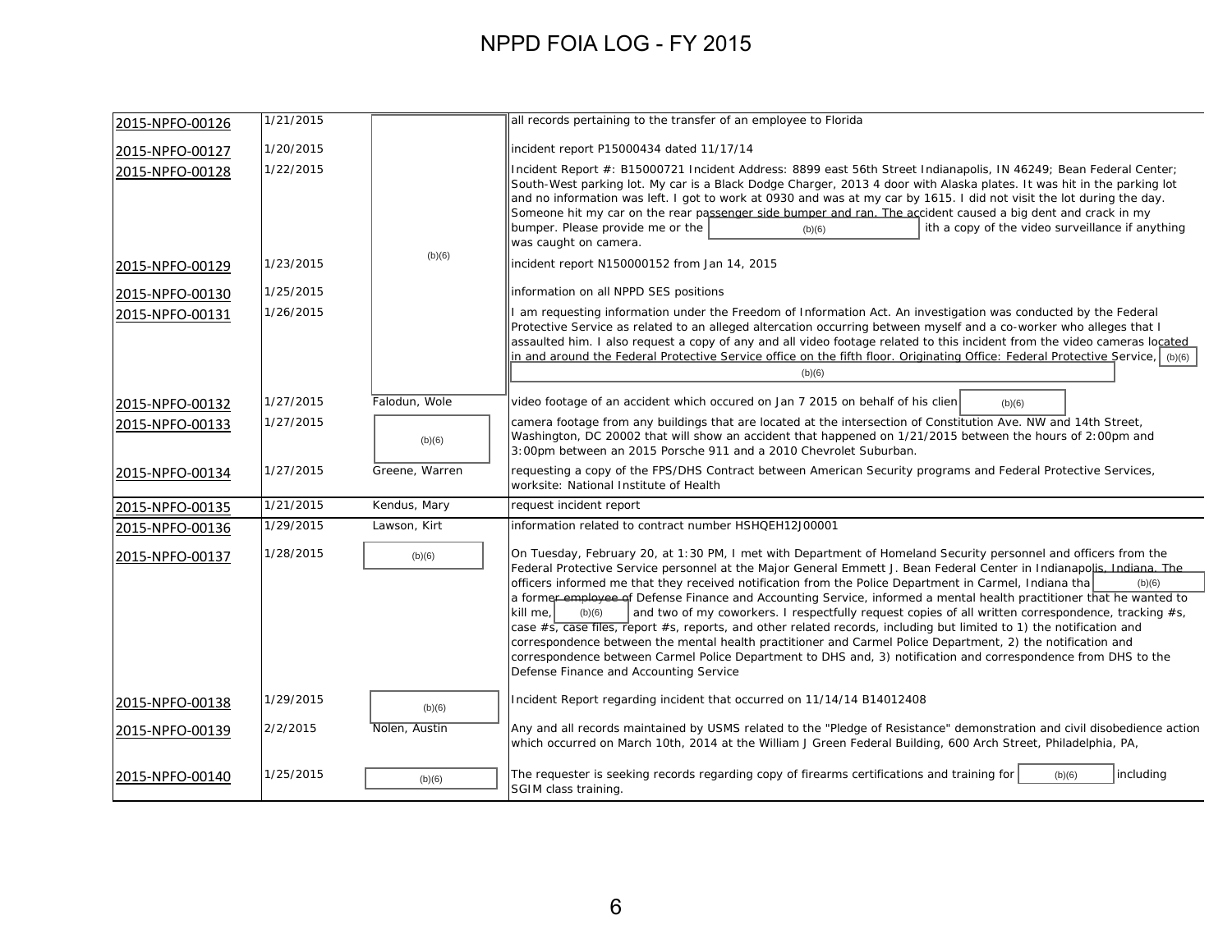# NPPD FOIA LOG - FY 2015

| | | | |
|---|---|---|---|
| 2015-NPFO-00126 | 1/21/2015 | (b)(6) | all records pertaining to the transfer of an employee to Florida |
| 2015-NPFO-00127 | 1/20/2015 | (b)(6) | incident report P15000434 dated 11/17/14 |
| 2015-NPFO-00128 | 1/22/2015 | (b)(6) | Incident Report #: B15000721 Incident Address: 8899 east 56th Street Indianapolis, IN 46249; Bean Federal Center; South-West parking lot. My car is a Black Dodge Charger, 2013 4 door with Alaska plates. It was hit in the parking lot and no information was left. I got to work at 0930 and was at my car by 1615. I did not visit the lot during the day. Someone hit my car on the rear passenger side bumper and ran. The accident caused a big dent and crack in my bumper. Please provide me or the (b)(6) ith a copy of the video surveillance if anything was caught on camera. |
| 2015-NPFO-00129 | 1/23/2015 | (b)(6) | incident report N150000152 from Jan 14, 2015 |
| 2015-NPFO-00130 | 1/25/2015 | (b)(6) | information on all NPPD SES positions |
| 2015-NPFO-00131 | 1/26/2015 | (b)(6) | I am requesting information under the Freedom of Information Act. An investigation was conducted by the Federal Protective Service as related to an alleged altercation occurring between myself and a co-worker who alleges that I assaulted him. I also request a copy of any and all video footage related to this incident from the video cameras located in and around the Federal Protective Service office on the fifth floor. Originating Office: Federal Protective Service, (b)(6) (b)(6) |
| 2015-NPFO-00132 | 1/27/2015 | Falodun, Wole | video footage of an accident which occured on Jan 7 2015 on behalf of his clien (b)(6) |
| 2015-NPFO-00133 | 1/27/2015 | (b)(6) | camera footage from any buildings that are located at the intersection of Constitution Ave. NW and 14th Street, Washington, DC 20002 that will show an accident that happened on 1/21/2015 between the hours of 2:00pm and 3:00pm between an 2015 Porsche 911 and a 2010 Chevrolet Suburban. |
| 2015-NPFO-00134 | 1/27/2015 | Greene, Warren | requesting a copy of the FPS/DHS Contract between American Security programs and Federal Protective Services, worksite: National Institute of Health |
| 2015-NPFO-00135 | 1/21/2015 | Kendus, Mary | request incident report |
| 2015-NPFO-00136 | 1/29/2015 | Lawson, Kirt | information related to contract number HSHQEH12J00001 |
| 2015-NPFO-00137 | 1/28/2015 | (b)(6) | On Tuesday, February 20, at 1:30 PM, I met with Department of Homeland Security personnel and officers from the Federal Protective Service personnel at the Major General Emmett J. Bean Federal Center in Indianapolis, Indiana. The officers informed me that they received notification from the Police Department in Carmel, Indiana tha (b)(6) a former employee of Defense Finance and Accounting Service, informed a mental health practitioner that he wanted to kill me, (b)(6) and two of my coworkers. I respectfully request copies of all written correspondence, tracking #s, case #s, case files, report #s, reports, and other related records, including but limited to 1) the notification and correspondence between the mental health practitioner and Carmel Police Department, 2) the notification and correspondence between Carmel Police Department to DHS and, 3) notification and correspondence from DHS to the Defense Finance and Accounting Service |
| 2015-NPFO-00138 | 1/29/2015 | (b)(6) | Incident Report regarding incident that occurred on 11/14/14 B14012408 |
| 2015-NPFO-00139 | 2/2/2015 | Nolen, Austin | Any and all records maintained by USMS related to the "Pledge of Resistance" demonstration and civil disobedience action which occurred on March 10th, 2014 at the William J Green Federal Building, 600 Arch Street, Philadelphia, PA, |
| 2015-NPFO-00140 | 1/25/2015 | (b)(6) | The requester is seeking records regarding copy of firearms certifications and training for (b)(6) including SGIM class training. |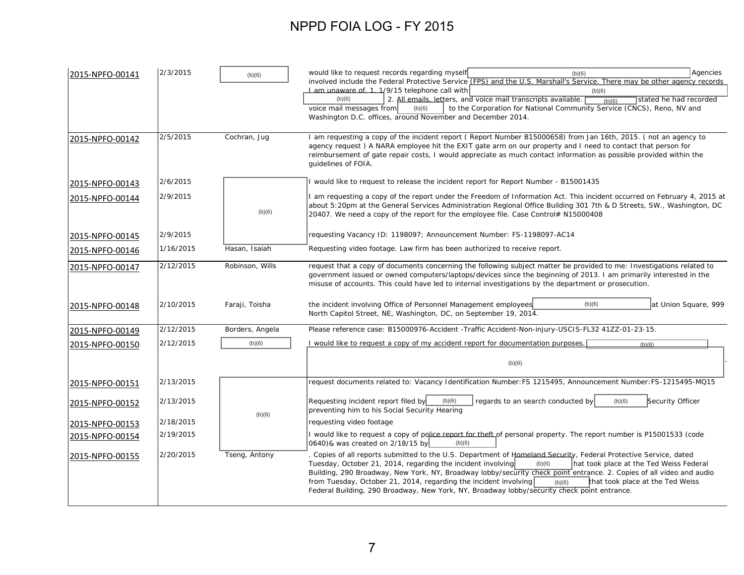# NPPD FOIA LOG - FY 2015

| | | | |
|---|---|---|---|
| 2015-NPFO-00141 | 2/3/2015 | (b)(6) | would like to request records regarding myself (b)(6) Agencies involved include the Federal Protective Service (FPS) and the U.S. Marshall's Service. There may be other agency records I am unaware of. 1. 1/9/15 telephone call with (b)(6) (b)(6) 2. All emails, letters, and voice mail transcripts available. (b)(6) stated he had recorded voice mail messages from (b)(6) to the Corporation for National Community Service (CNCS), Reno, NV and Washington D.C. offices, around November and December 2014. |
| 2015-NPFO-00142 | 2/5/2015 | Cochran, Jug | I am requesting a copy of the incident report ( Report Number B15000658) from Jan 16th, 2015. ( not an agency to agency request ) A NARA employee hit the EXIT gate arm on our property and I need to contact that person for reimbursement of gate repair costs, I would appreciate as much contact information as possible provided within the guidelines of FOIA. |
| 2015-NPFO-00143 | 2/6/2015 | (b)(6) | I would like to request to release the incident report for Report Number - B15001435 |
| 2015-NPFO-00144 | 2/9/2015 | (b)(6) | I am requesting a copy of the report under the Freedom of Information Act. This incident occurred on February 4, 2015 at about 5:20pm at the General Services Administration Regional Office Building 301 7th & D Streets, SW., Washington, DC 20407. We need a copy of the report for the employee file. Case Control# N15000408 |
| 2015-NPFO-00145 | 2/9/2015 | (b)(6) | requesting Vacancy ID: 1198097; Announcement Number: FS-1198097-AC14 |
| 2015-NPFO-00146 | 1/16/2015 | Hasan, Isaiah | Requesting video footage. Law firm has been authorized to receive report. |
| 2015-NPFO-00147 | 2/12/2015 | Robinson, Wills | request that a copy of documents concerning the following subject matter be provided to me: Investigations related to government issued or owned computers/laptops/devices since the beginning of 2013. I am primarily interested in the misuse of accounts. This could have led to internal investigations by the department or prosecution. |
| 2015-NPFO-00148 | 2/10/2015 | Faraji, Toisha | the incident involving Office of Personnel Management employees (b)(6) at Union Square, 999 North Capitol Street, NE, Washington, DC, on September 19, 2014. |
| 2015-NPFO-00149 | 2/12/2015 | Borders, Angela | Please reference case: B15000976-Accident -Traffic Accident-Non-injury-USCIS-FL32 41ZZ-01-23-15. |
| 2015-NPFO-00150 | 2/12/2015 | (b)(6) | I would like to request a copy of my accident report for documentation purposes. (b)(6) (b)(6) |
| 2015-NPFO-00151 | 2/13/2015 | (b)(6) | request documents related to: Vacancy Identification Number:FS 1215495, Announcement Number:FS-1215495-MQ15 |
| 2015-NPFO-00152 | 2/13/2015 | (b)(6) | Requesting incident report filed by (b)(6) regards to an search conducted by (b)(6) Security Officer preventing him to his Social Security Hearing |
| 2015-NPFO-00153 | 2/18/2015 | (b)(6) | requesting video footage |
| 2015-NPFO-00154 | 2/19/2015 | (b)(6) | I would like to request a copy of police report for theft of personal property. The report number is P15001533 (code 0640)& was created on 2/18/15 by (b)(6) |
| 2015-NPFO-00155 | 2/20/2015 | Tseng, Antony | . Copies of all reports submitted to the U.S. Department of Homeland Security, Federal Protective Service, dated Tuesday, October 21, 2014, regarding the incident involving (b)(6) hat took place at the Ted Weiss Federal Building, 290 Broadway, New York, NY, Broadway lobby/security check point entrance. 2. Copies of all video and audio from Tuesday, October 21, 2014, regarding the incident involving (b)(6) that took place at the Ted Weiss Federal Building, 290 Broadway, New York, NY, Broadway lobby/security check point entrance. |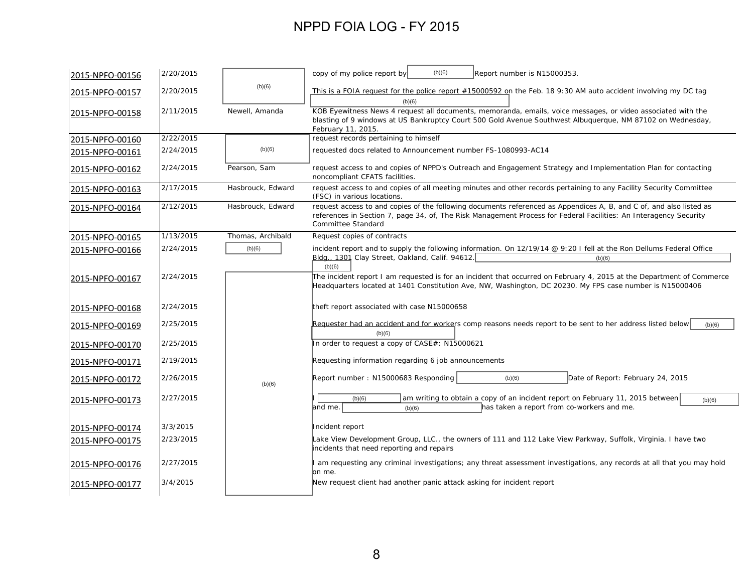# NPPD FOIA LOG - FY 2015

| | | | |
|---|---|---|---|
| 2015-NPFO-00156 | 2/20/2015 | (b)(6) | copy of my police report by (b)(6) Report number is N15000353. |
| 2015-NPFO-00157 | 2/20/2015 | | This is a FOIA request for the police report #15000592 on the Feb. 18 9:30 AM auto accident involving my DC tag (b)(6) |
| 2015-NPFO-00158 | 2/11/2015 | Newell, Amanda | KOB Eyewitness News 4 request all documents, memoranda, emails, voice messages, or video associated with the blasting of 9 windows at US Bankruptcy Court 500 Gold Avenue Southwest Albuquerque, NM 87102 on Wednesday, February 11, 2015. |
| 2015-NPFO-00160 | 2/22/2015 | (b)(6) | request records pertaining to himself |
| 2015-NPFO-00161 | 2/24/2015 | | requested docs related to Announcement number FS-1080993-AC14 |
| 2015-NPFO-00162 | 2/24/2015 | Pearson, Sam | request access to and copies of NPPD's Outreach and Engagement Strategy and Implementation Plan for contacting noncompliant CFATS facilities. |
| 2015-NPFO-00163 | 2/17/2015 | Hasbrouck, Edward | request access to and copies of all meeting minutes and other records pertaining to any Facility Security Committee (FSC) in various locations. |
| 2015-NPFO-00164 | 2/12/2015 | Hasbrouck, Edward | request access to and copies of the following documents referenced as Appendices A, B, and C of, and also listed as references in Section 7, page 34, of, The Risk Management Process for Federal Facilities: An Interagency Security Committee Standard |
| 2015-NPFO-00165 | 1/13/2015 | Thomas, Archibald | Request copies of contracts |
| 2015-NPFO-00166 | 2/24/2015 | (b)(6) | incident report and to supply the following information. On 12/19/14 @ 9:20 I fell at the Ron Dellums Federal Office Bldg., 1301 Clay Street, Oakland, Calif. 94612. (b)(6) (b)(6) |
| 2015-NPFO-00167 | 2/24/2015 | (b)(6) | The incident report I am requested is for an incident that occurred on February 4, 2015 at the Department of Commerce Headquarters located at 1401 Constitution Ave, NW, Washington, DC 20230. My FPS case number is N15000406 |
| 2015-NPFO-00168 | 2/24/2015 | | theft report associated with case N15000658 |
| 2015-NPFO-00169 | 2/25/2015 | | Requester had an accident and for workers comp reasons needs report to be sent to her address listed below (b)(6) (b)(6) |
| 2015-NPFO-00170 | 2/25/2015 | | In order to request a copy of CASE#: N15000621 |
| 2015-NPFO-00171 | 2/19/2015 | | Requesting information regarding 6 job announcements |
| 2015-NPFO-00172 | 2/26/2015 | | Report number : N15000683 Responding (b)(6) Date of Report: February 24, 2015 |
| 2015-NPFO-00173 | 2/27/2015 | | I (b)(6) am writing to obtain a copy of an incident report on February 11, 2015 between (b)(6) and me. (b)(6) has taken a report from co-workers and me. |
| 2015-NPFO-00174 | 3/3/2015 | | Incident report |
| 2015-NPFO-00175 | 2/23/2015 | | Lake View Development Group, LLC., the owners of 111 and 112 Lake View Parkway, Suffolk, Virginia. I have two incidents that need reporting and repairs |
| 2015-NPFO-00176 | 2/27/2015 | | I am requesting any criminal investigations; any threat assessment investigations, any records at all that you may hold on me. |
| 2015-NPFO-00177 | 3/4/2015 | | New request client had another panic attack asking for incident report |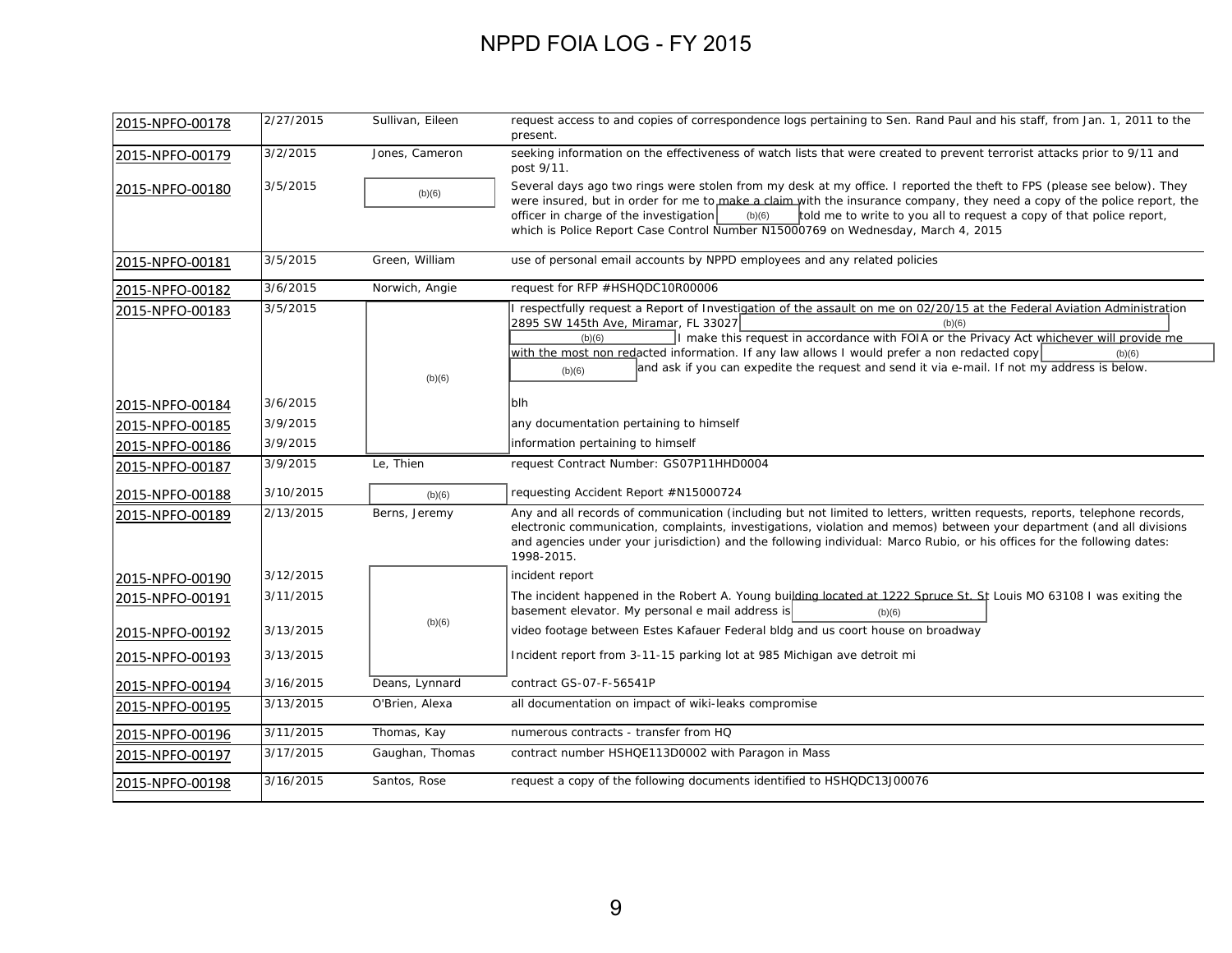# NPPD FOIA LOG - FY 2015

| | | | |
|---|---|---|---|
| 2015-NPFO-00178 | 2/27/2015 | Sullivan, Eileen | request access to and copies of correspondence logs pertaining to Sen. Rand Paul and his staff, from Jan. 1, 2011 to the present. |
| 2015-NPFO-00179 | 3/2/2015 | Jones, Cameron | seeking information on the effectiveness of watch lists that were created to prevent terrorist attacks prior to 9/11 and post 9/11. |
| 2015-NPFO-00180 | 3/5/2015 | (b)(6) | Several days ago two rings were stolen from my desk at my office. I reported the theft to FPS (please see below). They were insured, but in order for me to make a claim with the insurance company, they need a copy of the police report, the officer in charge of the investigation (b)(6) told me to write to you all to request a copy of that police report, which is Police Report Case Control Number N15000769 on Wednesday, March 4, 2015 |
| 2015-NPFO-00181 | 3/5/2015 | Green, William | use of personal email accounts by NPPD employees and any related policies |
| 2015-NPFO-00182 | 3/6/2015 | Norwich, Angie | request for RFP #HSHQDC10R00006 |
| 2015-NPFO-00183 | 3/5/2015 | (b)(6) | I respectfully request a Report of Investigation of the assault on me on 02/20/15 at the Federal Aviation Administration 2895 SW 145th Ave, Miramar, FL 33027 (b)(6) (b)(6) I make this request in accordance with FOIA or the Privacy Act whichever will provide me with the most non redacted information. If any law allows I would prefer a non redacted copy (b)(6) (b)(6) and ask if you can expedite the request and send it via e-mail. If not my address is below. |
| 2015-NPFO-00184 | 3/6/2015 | | blh |
| 2015-NPFO-00185 | 3/9/2015 | | any documentation pertaining to himself |
| 2015-NPFO-00186 | 3/9/2015 | | information pertaining to himself |
| 2015-NPFO-00187 | 3/9/2015 | Le, Thien | request Contract Number: GS07P11HHD0004 |
| 2015-NPFO-00188 | 3/10/2015 | (b)(6) | requesting Accident Report #N15000724 |
| 2015-NPFO-00189 | 2/13/2015 | Berns, Jeremy | Any and all records of communication (including but not limited to letters, written requests, reports, telephone records, electronic communication, complaints, investigations, violation and memos) between your department (and all divisions and agencies under your jurisdiction) and the following individual: Marco Rubio, or his offices for the following dates: 1998-2015. |
| 2015-NPFO-00190 | 3/12/2015 | (b)(6) | incident report |
| 2015-NPFO-00191 | 3/11/2015 | | The incident happened in the Robert A. Young building located at 1222 Spruce St. St Louis MO 63108 I was exiting the basement elevator. My personal e mail address is (b)(6) |
| 2015-NPFO-00192 | 3/13/2015 | | video footage between Estes Kafauer Federal bldg and us coort house on broadway |
| 2015-NPFO-00193 | 3/13/2015 | | Incident report from 3-11-15 parking lot at 985 Michigan ave detroit mi |
| 2015-NPFO-00194 | 3/16/2015 | Deans, Lynnard | contract GS-07-F-56541P |
| 2015-NPFO-00195 | 3/13/2015 | O'Brien, Alexa | all documentation on impact of wiki-leaks compromise |
| 2015-NPFO-00196 | 3/11/2015 | Thomas, Kay | numerous contracts - transfer from HQ |
| 2015-NPFO-00197 | 3/17/2015 | Gaughan, Thomas | contract number HSHQE113D0002 with Paragon in Mass |
| 2015-NPFO-00198 | 3/16/2015 | Santos, Rose | request a copy of the following documents identified to HSHQDC13J00076 |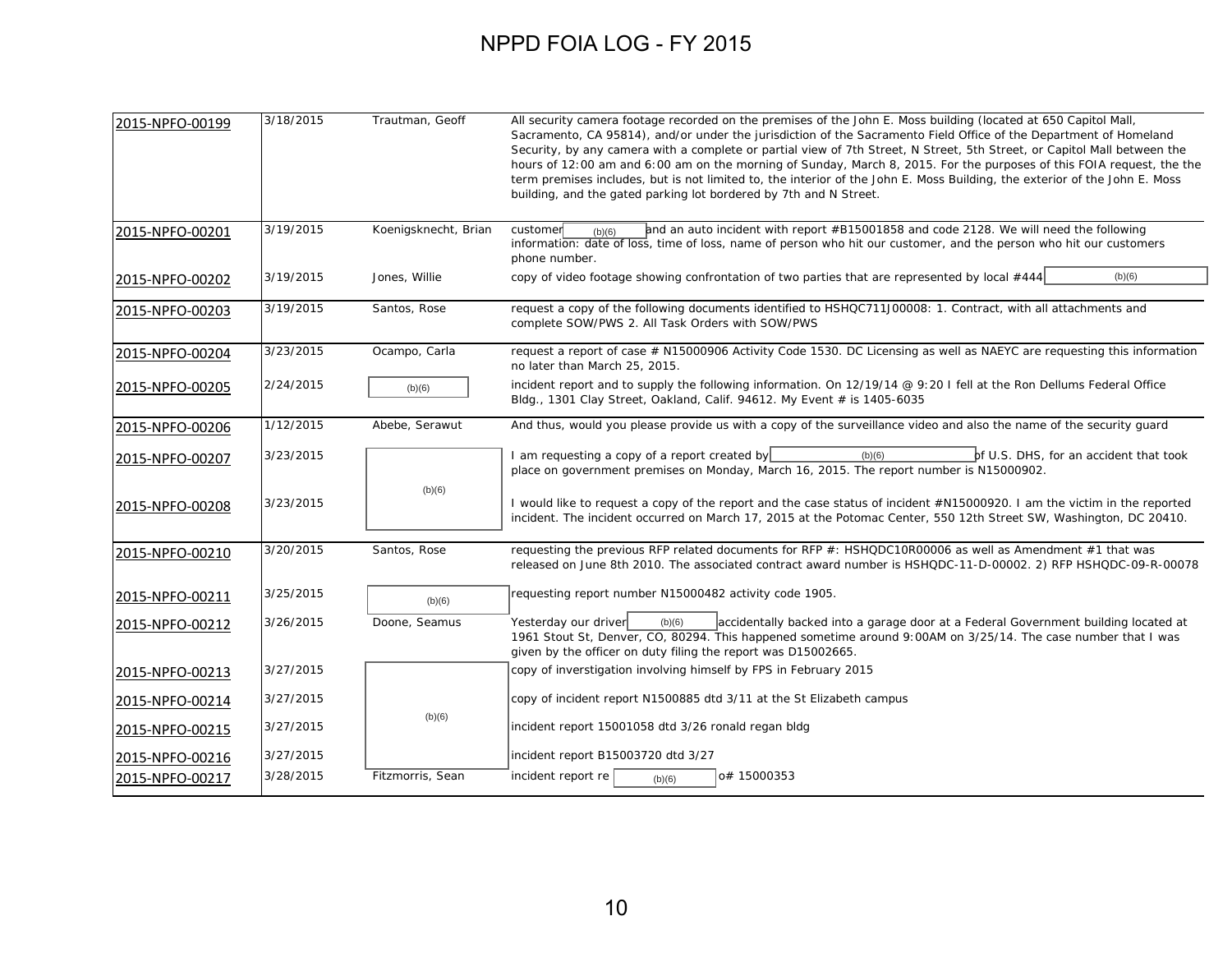# NPPD FOIA LOG - FY 2015

| | | | |
|---|---|---|---|
| 2015-NPFO-00199 | 3/18/2015 | Trautman, Geoff | All security camera footage recorded on the premises of the John E. Moss building (located at 650 Capitol Mall, Sacramento, CA 95814), and/or under the jurisdiction of the Sacramento Field Office of the Department of Homeland Security, by any camera with a complete or partial view of 7th Street, N Street, 5th Street, or Capitol Mall between the hours of 12:00 am and 6:00 am on the morning of Sunday, March 8, 2015. For the purposes of this FOIA request, the the term premises includes, but is not limited to, the interior of the John E. Moss Building, the exterior of the John E. Moss building, and the gated parking lot bordered by 7th and N Street. |
| 2015-NPFO-00201 | 3/19/2015 | Koenigsknecht, Brian | customer (b)(6) and an auto incident with report #B15001858 and code 2128. We will need the following information: date of loss, time of loss, name of person who hit our customer, and the person who hit our customers phone number. |
| 2015-NPFO-00202 | 3/19/2015 | Jones, Willie | copy of video footage showing confrontation of two parties that are represented by local #444 (b)(6) |
| 2015-NPFO-00203 | 3/19/2015 | Santos, Rose | request a copy of the following documents identified to HSHQC711J00008: 1. Contract, with all attachments and complete SOW/PWS 2. All Task Orders with SOW/PWS |
| 2015-NPFO-00204 | 3/23/2015 | Ocampo, Carla | request a report of case # N15000906 Activity Code 1530. DC Licensing as well as NAEYC are requesting this information no later than March 25, 2015. |
| 2015-NPFO-00205 | 2/24/2015 | (b)(6) | incident report and to supply the following information. On 12/19/14 @ 9:20 I fell at the Ron Dellums Federal Office Bldg., 1301 Clay Street, Oakland, Calif. 94612. My Event # is 1405-6035 |
| 2015-NPFO-00206 | 1/12/2015 | Abebe, Serawut | And thus, would you please provide us with a copy of the surveillance video and also the name of the security guard |
| 2015-NPFO-00207 | 3/23/2015 | (b)(6) | I am requesting a copy of a report created by (b)(6) of U.S. DHS, for an accident that took place on government premises on Monday, March 16, 2015. The report number is N15000902. |
| 2015-NPFO-00208 | 3/23/2015 | (b)(6) | I would like to request a copy of the report and the case status of incident #N15000920. I am the victim in the reported incident. The incident occurred on March 17, 2015 at the Potomac Center, 550 12th Street SW, Washington, DC 20410. |
| 2015-NPFO-00210 | 3/20/2015 | Santos, Rose | requesting the previous RFP related documents for RFP #: HSHQDC10R00006 as well as Amendment #1 that was released on June 8th 2010. The associated contract award number is HSHQDC-11-D-00002. 2) RFP HSHQDC-09-R-00078 |
| 2015-NPFO-00211 | 3/25/2015 | (b)(6) | requesting report number N15000482 activity code 1905. |
| 2015-NPFO-00212 | 3/26/2015 | Doone, Seamus | Yesterday our driver (b)(6) accidentally backed into a garage door at a Federal Government building located at 1961 Stout St, Denver, CO, 80294. This happened sometime around 9:00AM on 3/25/14. The case number that I was given by the officer on duty filing the report was D15002665. |
| 2015-NPFO-00213 | 3/27/2015 | (b)(6) | copy of inverstigation involving himself by FPS in February 2015 |
| 2015-NPFO-00214 | 3/27/2015 | (b)(6) | copy of incident report N1500885 dtd 3/11 at the St Elizabeth campus |
| 2015-NPFO-00215 | 3/27/2015 | (b)(6) | incident report 15001058 dtd 3/26 ronald regan bldg |
| 2015-NPFO-00216 | 3/27/2015 | (b)(6) | incident report B15003720 dtd 3/27 |
| 2015-NPFO-00217 | 3/28/2015 | Fitzmorris, Sean | incident report re (b)(6) o# 15000353 |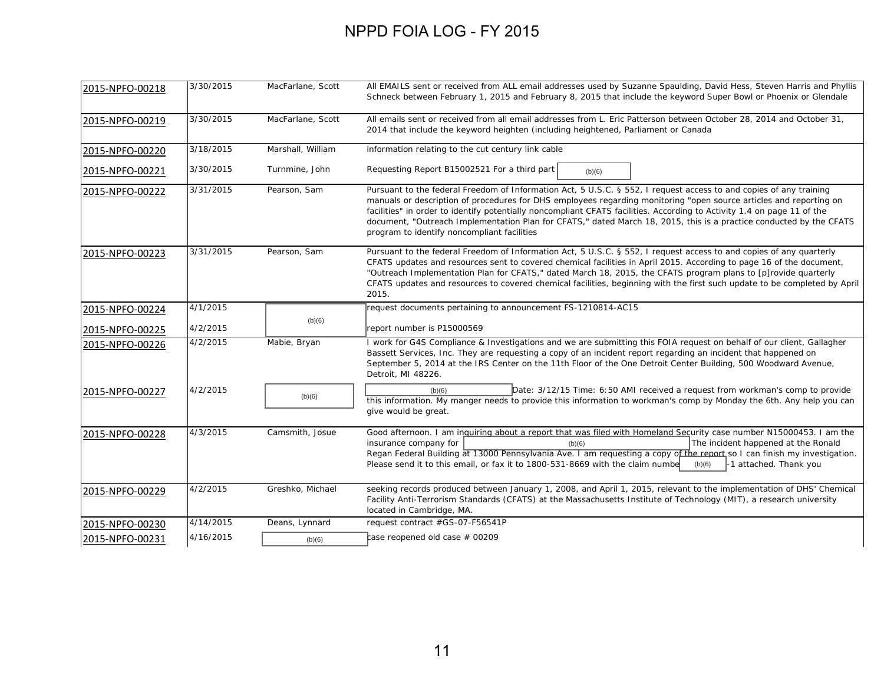# NPPD FOIA LOG - FY 2015

| | | | |
|---|---|---|---|
| 2015-NPFO-00218 | 3/30/2015 | MacFarlane, Scott | All EMAILS sent or received from ALL email addresses used by Suzanne Spaulding, David Hess, Steven Harris and Phyllis Schneck between February 1, 2015 and February 8, 2015 that include the keyword Super Bowl or Phoenix or Glendale |
| 2015-NPFO-00219 | 3/30/2015 | MacFarlane, Scott | All emails sent or received from all email addresses from L. Eric Patterson between October 28, 2014 and October 31, 2014 that include the keyword heighten (including heightened, Parliament or Canada |
| 2015-NPFO-00220 | 3/18/2015 | Marshall, William | information relating to the cut century link cable |
| 2015-NPFO-00221 | 3/30/2015 | Turnmine, John | Requesting Report B15002521 For a third part (b)(6) |
| 2015-NPFO-00222 | 3/31/2015 | Pearson, Sam | Pursuant to the federal Freedom of Information Act, 5 U.S.C. § 552, I request access to and copies of any training manuals or description of procedures for DHS employees regarding monitoring "open source articles and reporting on facilities" in order to identify potentially noncompliant CFATS facilities. According to Activity 1.4 on page 11 of the document, "Outreach Implementation Plan for CFATS," dated March 18, 2015, this is a practice conducted by the CFATS program to identify noncompliant facilities |
| 2015-NPFO-00223 | 3/31/2015 | Pearson, Sam | Pursuant to the federal Freedom of Information Act, 5 U.S.C. § 552, I request access to and copies of any quarterly CFATS updates and resources sent to covered chemical facilities in April 2015. According to page 16 of the document, "Outreach Implementation Plan for CFATS," dated March 18, 2015, the CFATS program plans to [p]rovide quarterly CFATS updates and resources to covered chemical facilities, beginning with the first such update to be completed by April 2015. |
| 2015-NPFO-00224 | 4/1/2015 | (b)(6) | request documents pertaining to announcement FS-1210814-AC15 |
| 2015-NPFO-00225 | 4/2/2015 | (b)(6) | report number is P15000569 |
| 2015-NPFO-00226 | 4/2/2015 | Mabie, Bryan | I work for G4S Compliance & Investigations and we are submitting this FOIA request on behalf of our client, Gallagher Bassett Services, Inc. They are requesting a copy of an incident report regarding an incident that happened on September 5, 2014 at the IRS Center on the 11th Floor of the One Detroit Center Building, 500 Woodward Avenue, Detroit, MI 48226. |
| 2015-NPFO-00227 | 4/2/2015 | (b)(6) | (b)(6) Date: 3/12/15 Time: 6:50 AMI received a request from workman's comp to provide this information. My manger needs to provide this information to workman's comp by Monday the 6th. Any help you can give would be great. |
| 2015-NPFO-00228 | 4/3/2015 | Camsmith, Josue | Good afternoon. I am inquiring about a report that was filed with Homeland Security case number N15000453. I am the insurance company for (b)(6) The incident happened at the Ronald Regan Federal Building at 13000 Pennsylvania Ave. I am requesting a copy of the report so I can finish my investigation. Please send it to this email, or fax it to 1800-531-8669 with the claim numbe (b)(6) -1 attached. Thank you |
| 2015-NPFO-00229 | 4/2/2015 | Greshko, Michael | seeking records produced between January 1, 2008, and April 1, 2015, relevant to the implementation of DHS' Chemical Facility Anti-Terrorism Standards (CFATS) at the Massachusetts Institute of Technology (MIT), a research university located in Cambridge, MA. |
| 2015-NPFO-00230 | 4/14/2015 | Deans, Lynnard | request contract #GS-07-F56541P |
| 2015-NPFO-00231 | 4/16/2015 | (b)(6) | case reopened old case # 00209 |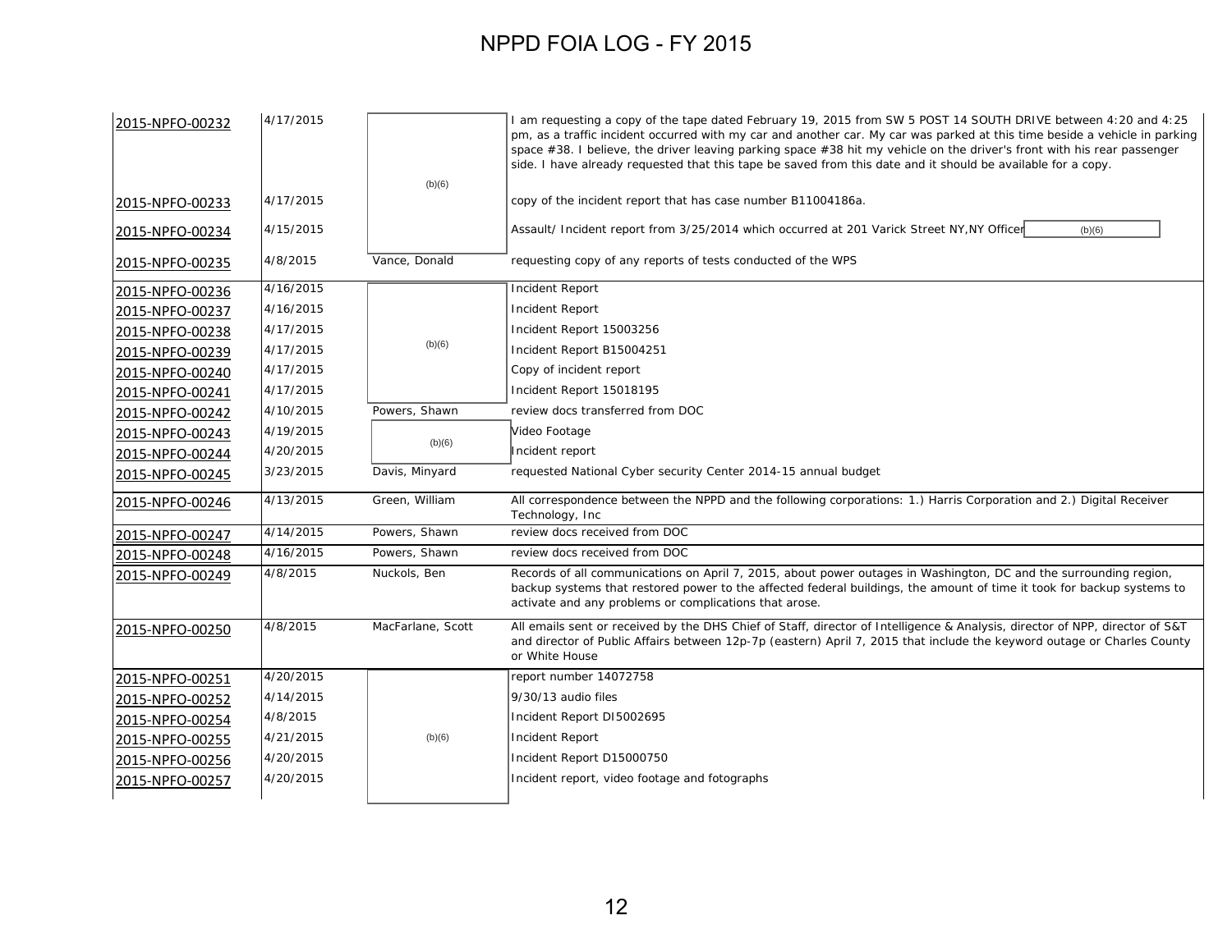# NPPD FOIA LOG - FY 2015

| | | | |
|---|---|---|---|
| 2015-NPFO-00232 | 4/17/2015 | (b)(6) | I am requesting a copy of the tape dated February 19, 2015 from SW 5 POST 14 SOUTH DRIVE between 4:20 and 4:25 pm, as a traffic incident occurred with my car and another car. My car was parked at this time beside a vehicle in parking space #38. I believe, the driver leaving parking space #38 hit my vehicle on the driver's front with his rear passenger side. I have already requested that this tape be saved from this date and it should be available for a copy. |
| 2015-NPFO-00233 | 4/17/2015 | | copy of the incident report that has case number B11004186a. |
| 2015-NPFO-00234 | 4/15/2015 | | Assault/ Incident report from 3/25/2014 which occurred at 201 Varick Street NY,NY Officer (b)(6) |
| 2015-NPFO-00235 | 4/8/2015 | Vance, Donald | requesting copy of any reports of tests conducted of the WPS |
| 2015-NPFO-00236 | 4/16/2015 | (b)(6) | Incident Report |
| 2015-NPFO-00237 | 4/16/2015 | | Incident Report |
| 2015-NPFO-00238 | 4/17/2015 | | Incident Report 15003256 |
| 2015-NPFO-00239 | 4/17/2015 | | Incident Report B15004251 |
| 2015-NPFO-00240 | 4/17/2015 | | Copy of incident report |
| 2015-NPFO-00241 | 4/17/2015 | | Incident Report 15018195 |
| 2015-NPFO-00242 | 4/10/2015 | Powers, Shawn | review docs transferred from DOC |
| 2015-NPFO-00243 | 4/19/2015 | (b)(6) | Video Footage |
| 2015-NPFO-00244 | 4/20/2015 | | Incident report |
| 2015-NPFO-00245 | 3/23/2015 | Davis, Minyard | requested National Cyber security Center 2014-15 annual budget |
| 2015-NPFO-00246 | 4/13/2015 | Green, William | All correspondence between the NPPD and the following corporations: 1.) Harris Corporation and 2.) Digital Receiver Technology, Inc |
| 2015-NPFO-00247 | 4/14/2015 | Powers, Shawn | review docs received from DOC |
| 2015-NPFO-00248 | 4/16/2015 | Powers, Shawn | review docs received from DOC |
| 2015-NPFO-00249 | 4/8/2015 | Nuckols, Ben | Records of all communications on April 7, 2015, about power outages in Washington, DC and the surrounding region, backup systems that restored power to the affected federal buildings, the amount of time it took for backup systems to activate and any problems or complications that arose. |
| 2015-NPFO-00250 | 4/8/2015 | MacFarlane, Scott | All emails sent or received by the DHS Chief of Staff, director of Intelligence & Analysis, director of NPP, director of S&T and director of Public Affairs between 12p-7p (eastern) April 7, 2015 that include the keyword outage or Charles County or White House |
| 2015-NPFO-00251 | 4/20/2015 | (b)(6) | report number 14072758 |
| 2015-NPFO-00252 | 4/14/2015 | | 9/30/13 audio files |
| 2015-NPFO-00254 | 4/8/2015 | | Incident Report DI5002695 |
| 2015-NPFO-00255 | 4/21/2015 | | Incident Report |
| 2015-NPFO-00256 | 4/20/2015 | | Incident Report D15000750 |
| 2015-NPFO-00257 | 4/20/2015 | | Incident report, video footage and fotographs |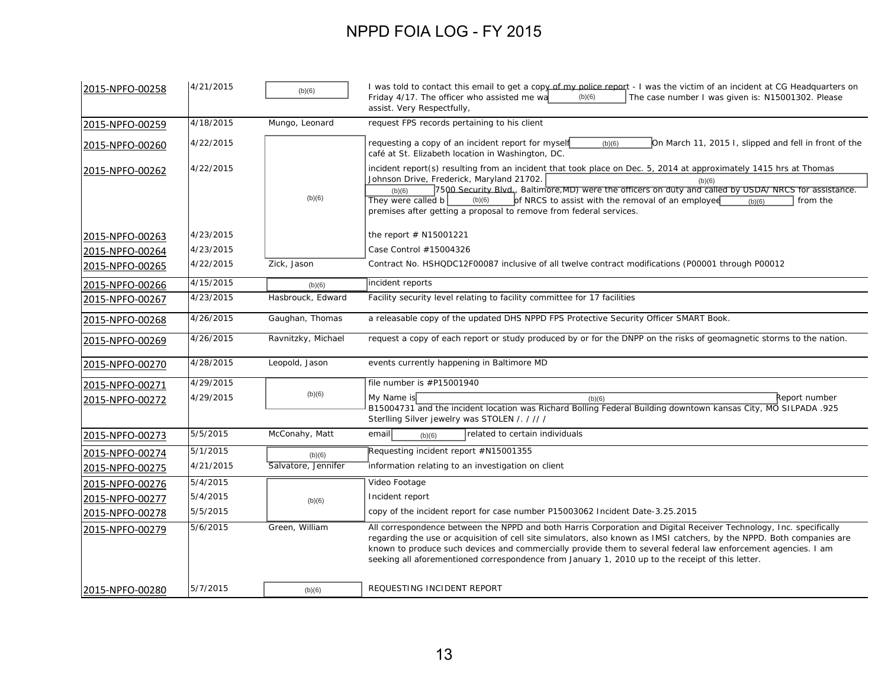# NPPD FOIA LOG - FY 2015

| | | | |
|---|---|---|---|
| 2015-NPFO-00258 | 4/21/2015 | (b)(6) | I was told to contact this email to get a copy of my police report - I was the victim of an incident at CG Headquarters on Friday 4/17. The officer who assisted me wa (b)(6) The case number I was given is: N15001302. Please assist. Very Respectfully, |
| 2015-NPFO-00259 | 4/18/2015 | Mungo, Leonard | request FPS records pertaining to his client |
| 2015-NPFO-00260 | 4/22/2015 | (b)(6) | requesting a copy of an incident report for myself (b)(6) On March 11, 2015 I, slipped and fell in front of the café at St. Elizabeth location in Washington, DC. |
| 2015-NPFO-00262 | 4/22/2015 | (b)(6) | incident report(s) resulting from an incident that took place on Dec. 5, 2014 at approximately 1415 hrs at Thomas Johnson Drive, Frederick, Maryland 21702. (b)(6) (b)(6) 7500 Security Blvd., Baltimore,MD) were the officers on duty and called by USDA/ NRCS for assistance. They were called b (b)(6) of NRCS to assist with the removal of an employee (b)(6) from the premises after getting a proposal to remove from federal services. |
| 2015-NPFO-00263 | 4/23/2015 | (b)(6) | the report # N15001221 |
| 2015-NPFO-00264 | 4/23/2015 | (b)(6) | Case Control #15004326 |
| 2015-NPFO-00265 | 4/22/2015 | Zick, Jason | Contract No. HSHQDC12F00087 inclusive of all twelve contract modifications (P00001 through P00012 |
| 2015-NPFO-00266 | 4/15/2015 | (b)(6) | incident reports |
| 2015-NPFO-00267 | 4/23/2015 | Hasbrouck, Edward | Facility security level relating to facility committee for 17 facilities |
| 2015-NPFO-00268 | 4/26/2015 | Gaughan, Thomas | a releasable copy of the updated DHS NPPD FPS Protective Security Officer SMART Book. |
| 2015-NPFO-00269 | 4/26/2015 | Ravnitzky, Michael | request a copy of each report or study produced by or for the DNPP on the risks of geomagnetic storms to the nation. |
| 2015-NPFO-00270 | 4/28/2015 | Leopold, Jason | events currently happening in Baltimore MD |
| 2015-NPFO-00271 | 4/29/2015 | (b)(6) | file number is #P15001940 |
| 2015-NPFO-00272 | 4/29/2015 | (b)(6) | My Name is (b)(6) Report number B15004731 and the incident location was Richard Bolling Federal Building downtown kansas City, MO SILPADA .925 Sterlling Silver jewelry was STOLEN /. / // / |
| 2015-NPFO-00273 | 5/5/2015 | McConahy, Matt | email (b)(6) related to certain individuals |
| 2015-NPFO-00274 | 5/1/2015 | (b)(6) | Requesting incident report #N15001355 |
| 2015-NPFO-00275 | 4/21/2015 | Salvatore, Jennifer | information relating to an investigation on client |
| 2015-NPFO-00276 | 5/4/2015 | (b)(6) | Video Footage |
| 2015-NPFO-00277 | 5/4/2015 | (b)(6) | Incident report |
| 2015-NPFO-00278 | 5/5/2015 | (b)(6) | copy of the incident report for case number P15003062 Incident Date-3.25.2015 |
| 2015-NPFO-00279 | 5/6/2015 | Green, William | All correspondence between the NPPD and both Harris Corporation and Digital Receiver Technology, Inc. specifically regarding the use or acquisition of cell site simulators, also known as IMSI catchers, by the NPPD. Both companies are known to produce such devices and commercially provide them to several federal law enforcement agencies. I am seeking all aforementioned correspondence from January 1, 2010 up to the receipt of this letter. |
| 2015-NPFO-00280 | 5/7/2015 | (b)(6) | REQUESTING INCIDENT REPORT |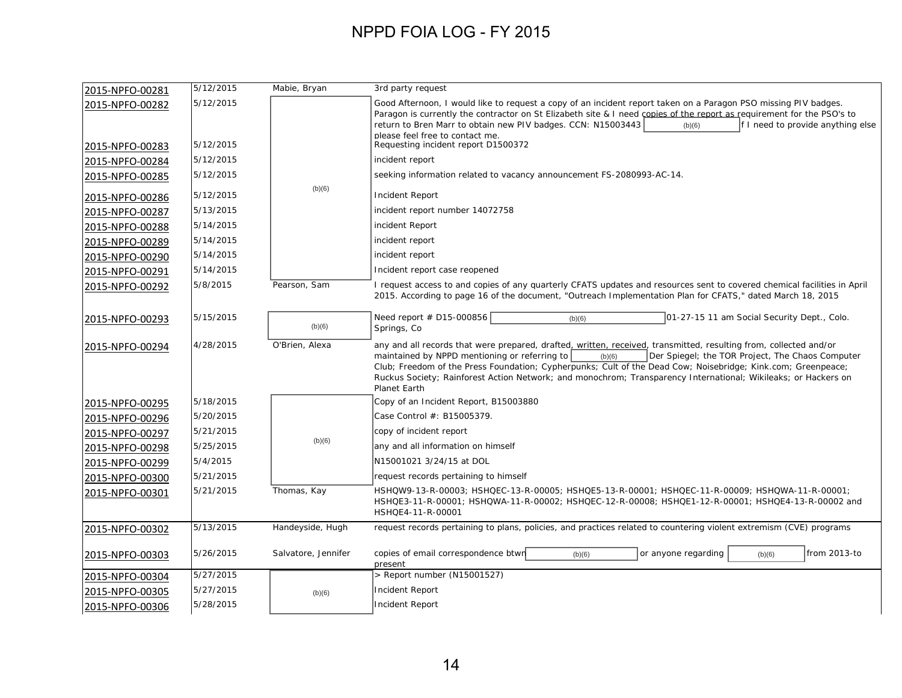# NPPD FOIA LOG - FY 2015

| | | | |
|---|---|---|---|
| 2015-NPFO-00281 | 5/12/2015 | Mabie, Bryan | 3rd party request |
| 2015-NPFO-00282 | 5/12/2015 | (b)(6) | Good Afternoon, I would like to request a copy of an incident report taken on a Paragon PSO missing PIV badges. Paragon is currently the contractor on St Elizabeth site & I need copies of the report as requirement for the PSO's to return to Bren Marr to obtain new PIV badges. CCN: N15003443 (b)(6) f I need to provide anything else please feel free to contact me. |
| 2015-NPFO-00283 | 5/12/2015 | (b)(6) | Requesting incident report D1500372 |
| 2015-NPFO-00284 | 5/12/2015 | (b)(6) | incident report |
| 2015-NPFO-00285 | 5/12/2015 | (b)(6) | seeking information related to vacancy announcement FS-2080993-AC-14. |
| 2015-NPFO-00286 | 5/12/2015 | (b)(6) | Incident Report |
| 2015-NPFO-00287 | 5/13/2015 | (b)(6) | incident report number 14072758 |
| 2015-NPFO-00288 | 5/14/2015 | (b)(6) | incident Report |
| 2015-NPFO-00289 | 5/14/2015 | (b)(6) | incident report |
| 2015-NPFO-00290 | 5/14/2015 | (b)(6) | incident report |
| 2015-NPFO-00291 | 5/14/2015 | (b)(6) | Incident report case reopened |
| 2015-NPFO-00292 | 5/8/2015 | Pearson, Sam | I request access to and copies of any quarterly CFATS updates and resources sent to covered chemical facilities in April 2015. According to page 16 of the document, "Outreach Implementation Plan for CFATS," dated March 18, 2015 |
| 2015-NPFO-00293 | 5/15/2015 | (b)(6) | Need report # D15-000856 (b)(6) 01-27-15 11 am Social Security Dept., Colo. Springs, Co |
| 2015-NPFO-00294 | 4/28/2015 | O'Brien, Alexa | any and all records that were prepared, drafted, written, received, transmitted, resulting from, collected and/or maintained by NPPD mentioning or referring to (b)(6) Der Spiegel; the TOR Project, The Chaos Computer Club; Freedom of the Press Foundation; Cypherpunks; Cult of the Dead Cow; Noisebridge; Kink.com; Greenpeace; Ruckus Society; Rainforest Action Network; and monochrom; Transparency International; Wikileaks; or Hackers on Planet Earth |
| 2015-NPFO-00295 | 5/18/2015 | (b)(6) | Copy of an Incident Report, B15003880 |
| 2015-NPFO-00296 | 5/20/2015 | (b)(6) | Case Control #: B15005379. |
| 2015-NPFO-00297 | 5/21/2015 | (b)(6) | copy of incident report |
| 2015-NPFO-00298 | 5/25/2015 | (b)(6) | any and all information on himself |
| 2015-NPFO-00299 | 5/4/2015 | (b)(6) | N15001021 3/24/15 at DOL |
| 2015-NPFO-00300 | 5/21/2015 | (b)(6) | request records pertaining to himself |
| 2015-NPFO-00301 | 5/21/2015 | Thomas, Kay | HSHQW9-13-R-00003; HSHQEC-13-R-00005; HSHQE5-13-R-00001; HSHQEC-11-R-00009; HSHQWA-11-R-00001; HSHQE3-11-R-00001; HSHQWA-11-R-00002; HSHQEC-12-R-00008; HSHQE1-12-R-00001; HSHQE4-13-R-00002 and HSHQE4-11-R-00001 |
| 2015-NPFO-00302 | 5/13/2015 | Handeyside, Hugh | request records pertaining to plans, policies, and practices related to countering violent extremism (CVE) programs |
| 2015-NPFO-00303 | 5/26/2015 | Salvatore, Jennifer | copies of email correspondence btwn (b)(6) or anyone regarding (b)(6) from 2013-to present |
| 2015-NPFO-00304 | 5/27/2015 | (b)(6) | > Report number (N15001527) |
| 2015-NPFO-00305 | 5/27/2015 | (b)(6) | Incident Report |
| 2015-NPFO-00306 | 5/28/2015 | (b)(6) | Incident Report |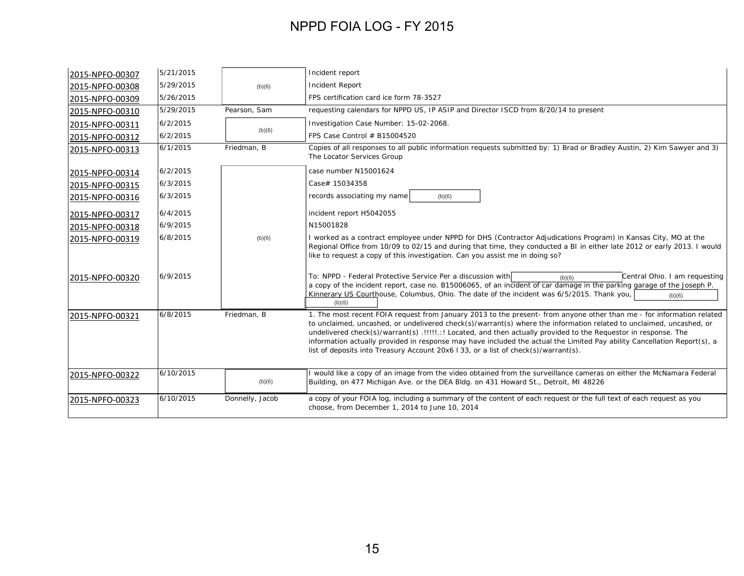# NPPD FOIA LOG - FY 2015

| | | | |
|---|---|---|---|
| 2015-NPFO-00307 | 5/21/2015 | (b)(6) | Incident report |
| 2015-NPFO-00308 | 5/29/2015 | | Incident Report |
| 2015-NPFO-00309 | 5/26/2015 | | FPS certification card ice form 78-3527 |
| 2015-NPFO-00310 | 5/29/2015 | Pearson, Sam | requesting calendars for NPPD US, IP ASIP and Director ISCD from 8/20/14 to present |
| 2015-NPFO-00311 | 6/2/2015 | (b)(6) | Investigation Case Number: 15-02-2068. |
| 2015-NPFO-00312 | 6/2/2015 | | FPS Case Control # B15004520 |
| 2015-NPFO-00313 | 6/1/2015 | Friedman, B | Copies of all responses to all public information requests submitted by: 1) Brad or Bradley Austin, 2) Kim Sawyer and 3) The Locator Services Group |
| 2015-NPFO-00314 | 6/2/2015 | (b)(6) | case number N15001624 |
| 2015-NPFO-00315 | 6/3/2015 | | Case# 15034358 |
| 2015-NPFO-00316 | 6/3/2015 | | records associating my name (b)(6) |
| 2015-NPFO-00317 | 6/4/2015 | | incident report H5042055 |
| 2015-NPFO-00318 | 6/9/2015 | | N15001828 |
| 2015-NPFO-00319 | 6/8/2015 | | I worked as a contract employee under NPPD for DHS (Contractor Adjudications Program) in Kansas City, MO at the Regional Office from 10/09 to 02/15 and during that time, they conducted a BI in either late 2012 or early 2013. I would like to request a copy of this investigation. Can you assist me in doing so? |
| 2015-NPFO-00320 | 6/9/2015 | | To: NPPD - Federal Protective Service Per a discussion with (b)(6) Central Ohio. I am requesting a copy of the incident report, case no. B15006065, of an incident of car damage in the parking garage of the Joseph P. Kinnerary US Courthouse, Columbus, Ohio. The date of the incident was 6/5/2015. Thank you, (b)(6) (b)(6) |
| 2015-NPFO-00321 | 6/8/2015 | Friedman, B | 1. The most recent FOIA request from January 2013 to the present- from anyone other than me - for information related to unclaimed, uncashed, or undelivered check(s)/warrant(s) where the information related to unclaimed, uncashed, or undelivered check(s)/warrant(s) .!!!!!.:! Located, and then actually provided to the Requestor in response. The information actually provided in response may have included the actual the Limited Pay ability Cancellation Report(s), a list of deposits into Treasury Account 20x6 l 33, or a list of check(s)/warrant(s). |
| 2015-NPFO-00322 | 6/10/2015 | (b)(6) | I would like a copy of an image from the video obtained from the surveillance cameras on either the McNamara Federal Building, on 477 Michigan Ave. or the DEA Bldg. on 431 Howard St., Detroit, MI 48226 |
| 2015-NPFO-00323 | 6/10/2015 | Donnelly, Jacob | a copy of your FOIA log, including a summary of the content of each request or the full text of each request as you choose, from December 1, 2014 to June 10, 2014 |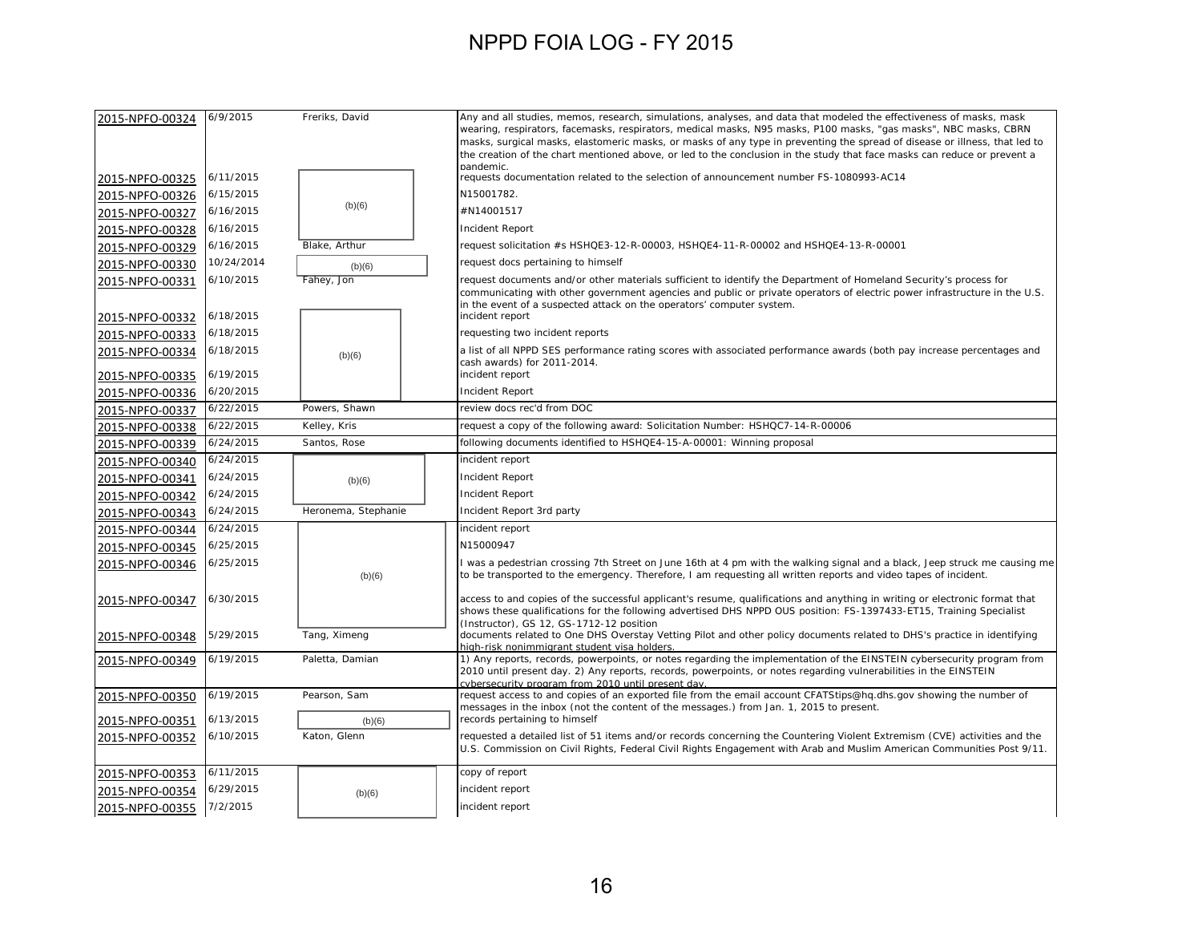# NPPD FOIA LOG - FY 2015

| | | | |
|---|---|---|---|
| 2015-NPFO-00324 | 6/9/2015 | Freriks, David | Any and all studies, memos, research, simulations, analyses, and data that modeled the effectiveness of masks, mask wearing, respirators, facemasks, respirators, medical masks, N95 masks, P100 masks, "gas masks", NBC masks, CBRN masks, surgical masks, elastomeric masks, or masks of any type in preventing the spread of disease or illness, that led to the creation of the chart mentioned above, or led to the conclusion in the study that face masks can reduce or prevent a pandemic. |
| 2015-NPFO-00325 | 6/11/2015 | (b)(6) | requests documentation related to the selection of announcement number FS-1080993-AC14 |
| 2015-NPFO-00326 | 6/15/2015 | | N15001782. |
| 2015-NPFO-00327 | 6/16/2015 | | #N14001517 |
| 2015-NPFO-00328 | 6/16/2015 | | Incident Report |
| 2015-NPFO-00329 | 6/16/2015 | Blake, Arthur | request solicitation #s HSHQE3-12-R-00003, HSHQE4-11-R-00002 and HSHQE4-13-R-00001 |
| 2015-NPFO-00330 | 10/24/2014 | (b)(6) | request docs pertaining to himself |
| 2015-NPFO-00331 | 6/10/2015 | Fahey, Jon | request documents and/or other materials sufficient to identify the Department of Homeland Security's process for communicating with other government agencies and public or private operators of electric power infrastructure in the U.S. in the event of a suspected attack on the operators' computer system. |
| 2015-NPFO-00332 | 6/18/2015 | (b)(6) | incident report |
| 2015-NPFO-00333 | 6/18/2015 | | requesting two incident reports |
| 2015-NPFO-00334 | 6/18/2015 | | a list of all NPPD SES performance rating scores with associated performance awards (both pay increase percentages and cash awards) for 2011-2014. |
| 2015-NPFO-00335 | 6/19/2015 | | incident report |
| 2015-NPFO-00336 | 6/20/2015 | | Incident Report |
| 2015-NPFO-00337 | 6/22/2015 | Powers, Shawn | review docs rec'd from DOC |
| 2015-NPFO-00338 | 6/22/2015 | Kelley, Kris | request a copy of the following award: Solicitation Number: HSHQC7-14-R-00006 |
| 2015-NPFO-00339 | 6/24/2015 | Santos, Rose | following documents identified to HSHQE4-15-A-00001: Winning proposal |
| 2015-NPFO-00340 | 6/24/2015 | (b)(6) | incident report |
| 2015-NPFO-00341 | 6/24/2015 | | Incident Report |
| 2015-NPFO-00342 | 6/24/2015 | | Incident Report |
| 2015-NPFO-00343 | 6/24/2015 | Heronema, Stephanie | Incident Report 3rd party |
| 2015-NPFO-00344 | 6/24/2015 | (b)(6) | incident report |
| 2015-NPFO-00345 | 6/25/2015 | | N15000947 |
| 2015-NPFO-00346 | 6/25/2015 | | I was a pedestrian crossing 7th Street on June 16th at 4 pm with the walking signal and a black, Jeep struck me causing me to be transported to the emergency. Therefore, I am requesting all written reports and video tapes of incident. |
| 2015-NPFO-00347 | 6/30/2015 | | access to and copies of the successful applicant's resume, qualifications and anything in writing or electronic format that shows these qualifications for the following advertised DHS NPPD OUS position: FS-1397433-ET15, Training Specialist (Instructor), GS 12, GS-1712-12 position |
| 2015-NPFO-00348 | 5/29/2015 | Tang, Ximeng | documents related to One DHS Overstay Vetting Pilot and other policy documents related to DHS's practice in identifying high-risk nonimmigrant student visa holders. |
| 2015-NPFO-00349 | 6/19/2015 | Paletta, Damian | 1) Any reports, records, powerpoints, or notes regarding the implementation of the EINSTEIN cybersecurity program from 2010 until present day. 2) Any reports, records, powerpoints, or notes regarding vulnerabilities in the EINSTEIN cybersecurity program from 2010 until present day. |
| 2015-NPFO-00350 | 6/19/2015 | Pearson, Sam | request access to and copies of an exported file from the email account CFATStips@hq.dhs.gov showing the number of messages in the inbox (not the content of the messages.) from Jan. 1, 2015 to present. |
| 2015-NPFO-00351 | 6/13/2015 | (b)(6) | records pertaining to himself |
| 2015-NPFO-00352 | 6/10/2015 | Katon, Glenn | requested a detailed list of 51 items and/or records concerning the Countering Violent Extremism (CVE) activities and the U.S. Commission on Civil Rights, Federal Civil Rights Engagement with Arab and Muslim American Communities Post 9/11. |
| 2015-NPFO-00353 | 6/11/2015 | (b)(6) | copy of report |
| 2015-NPFO-00354 | 6/29/2015 | | incident report |
| 2015-NPFO-00355 | 7/2/2015 | | incident report |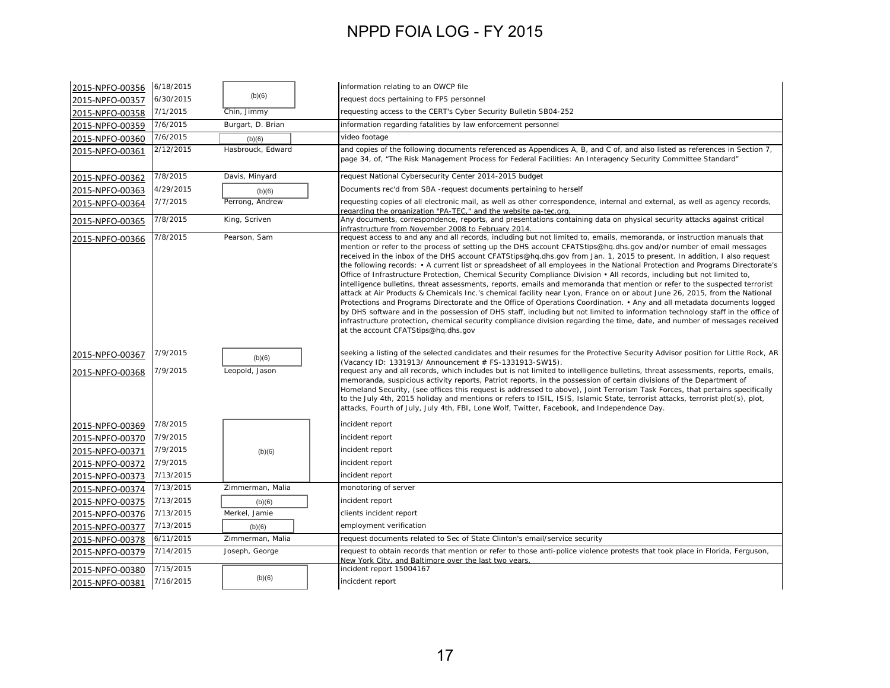# NPPD FOIA LOG - FY 2015

| | | | |
|---|---|---|---|
| 2015-NPFO-00356 | 6/18/2015 | (b)(6) | information relating to an OWCP file |
| 2015-NPFO-00357 | 6/30/2015 | (b)(6) | request docs pertaining to FPS personnel |
| 2015-NPFO-00358 | 7/1/2015 | Chin, Jimmy | requesting access to the CERT's Cyber Security Bulletin SB04-252 |
| 2015-NPFO-00359 | 7/6/2015 | Burgart, D. Brian | information regarding fatalities by law enforcement personnel |
| 2015-NPFO-00360 | 7/6/2015 | (b)(6) | video footage |
| 2015-NPFO-00361 | 2/12/2015 | Hasbrouck, Edward | and copies of the following documents referenced as Appendices A, B, and C of, and also listed as references in Section 7, page 34, of, "The Risk Management Process for Federal Facilities: An Interagency Security Committee Standard" |
| 2015-NPFO-00362 | 7/8/2015 | Davis, Minyard | request National Cybersecurity Center 2014-2015 budget |
| 2015-NPFO-00363 | 4/29/2015 | (b)(6) | Documents rec'd from SBA -request documents pertaining to herself |
| 2015-NPFO-00364 | 7/7/2015 | Perrong, Andrew | requesting copies of all electronic mail, as well as other correspondence, internal and external, as well as agency records, regarding the organization "PA-TEC," and the website pa-tec.org. |
| 2015-NPFO-00365 | 7/8/2015 | King, Scriven | Any documents, correspondence, reports, and presentations containing data on physical security attacks against critical infrastructure from November 2008 to February 2014. |
| 2015-NPFO-00366 | 7/8/2015 | Pearson, Sam | request access to and any and all records, including but not limited to, emails, memoranda, or instruction manuals that mention or refer to the process of setting up the DHS account CFATStips@hq.dhs.gov and/or number of email messages received in the inbox of the DHS account CFATStips@hq.dhs.gov from Jan. 1, 2015 to present. In addition, I also request the following records: • A current list or spreadsheet of all employees in the National Protection and Programs Directorate's Office of Infrastructure Protection, Chemical Security Compliance Division • All records, including but not limited to, intelligence bulletins, threat assessments, reports, emails and memoranda that mention or refer to the suspected terrorist attack at Air Products & Chemicals Inc.'s chemical facility near Lyon, France on or about June 26, 2015, from the National Protections and Programs Directorate and the Office of Operations Coordination. • Any and all metadata documents logged by DHS software and in the possession of DHS staff, including but not limited to information technology staff in the office of infrastructure protection, chemical security compliance division regarding the time, date, and number of messages received at the account CFATStips@hq.dhs.gov |
| 2015-NPFO-00367 | 7/9/2015 | (b)(6) | seeking a listing of the selected candidates and their resumes for the Protective Security Advisor position for Little Rock, AR (Vacancy ID: 1331913/ Announcement # FS-1331913-SW15). |
| 2015-NPFO-00368 | 7/9/2015 | Leopold, Jason | request any and all records, which includes but is not limited to intelligence bulletins, threat assessments, reports, emails, memoranda, suspicious activity reports, Patriot reports, in the possession of certain divisions of the Department of Homeland Security, (see offices this request is addressed to above), Joint Terrorism Task Forces, that pertains specifically to the July 4th, 2015 holiday and mentions or refers to ISIL, ISIS, Islamic State, terrorist attacks, terrorist plot(s), plot, attacks, Fourth of July, July 4th, FBI, Lone Wolf, Twitter, Facebook, and Independence Day. |
| 2015-NPFO-00369 | 7/8/2015 | (b)(6) | incident report |
| 2015-NPFO-00370 | 7/9/2015 | (b)(6) | incident report |
| 2015-NPFO-00371 | 7/9/2015 | (b)(6) | incident report |
| 2015-NPFO-00372 | 7/9/2015 | (b)(6) | incident report |
| 2015-NPFO-00373 | 7/13/2015 | (b)(6) | incident report |
| 2015-NPFO-00374 | 7/13/2015 | Zimmerman, Malia | monotoring of server |
| 2015-NPFO-00375 | 7/13/2015 | (b)(6) | incident report |
| 2015-NPFO-00376 | 7/13/2015 | Merkel, Jamie | clients incident report |
| 2015-NPFO-00377 | 7/13/2015 | (b)(6) | employment verification |
| 2015-NPFO-00378 | 6/11/2015 | Zimmerman, Malia | request documents related to Sec of State Clinton's email/service security |
| 2015-NPFO-00379 | 7/14/2015 | Joseph, George | request to obtain records that mention or refer to those anti-police violence protests that took place in Florida, Ferguson, New York City, and Baltimore over the last two years, |
| 2015-NPFO-00380 | 7/15/2015 | (b)(6) | incident report 15004167 |
| 2015-NPFO-00381 | 7/16/2015 | (b)(6) | incicdent report |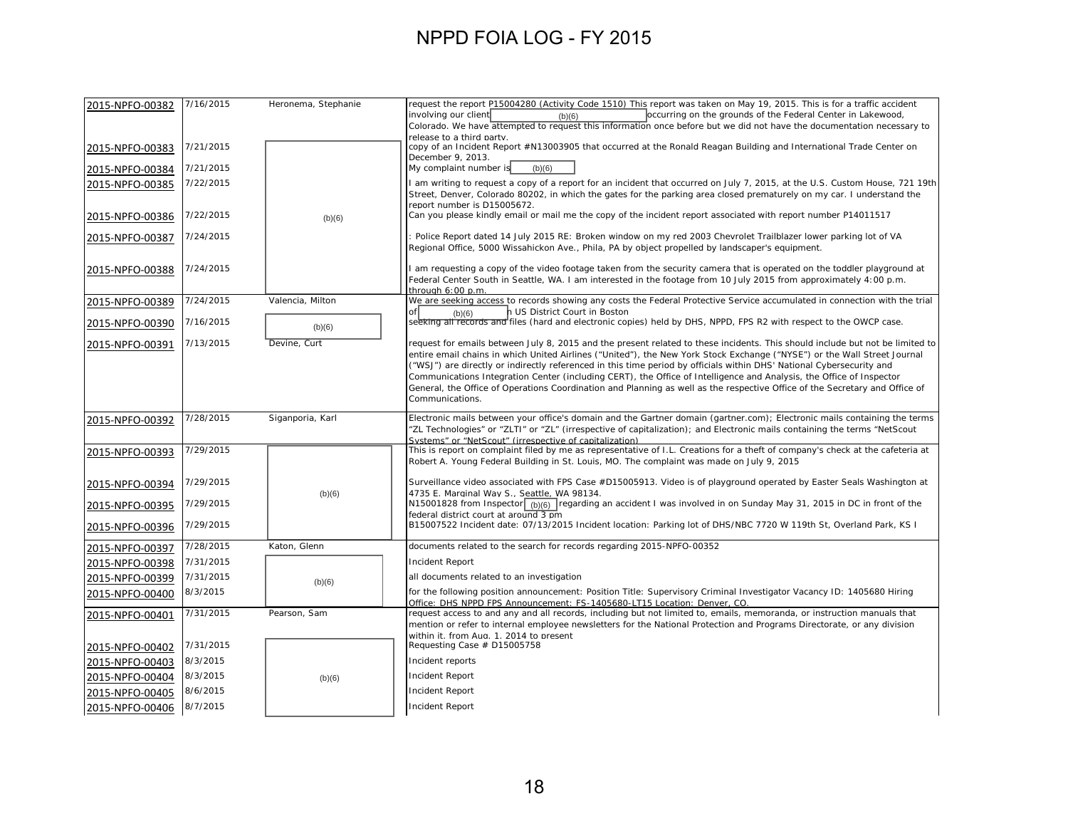# NPPD FOIA LOG - FY 2015

| | | | |
|---|---|---|---|
| 2015-NPFO-00382 | 7/16/2015 | Heronema, Stephanie | request the report P15004280 (Activity Code 1510) This report was taken on May 19, 2015. This is for a traffic accident involving our client (b)(6) occurring on the grounds of the Federal Center in Lakewood, Colorado. We have attempted to request this information once before but we did not have the documentation necessary to release to a third party. |
| 2015-NPFO-00383 | 7/21/2015 | (b)(6) | copy of an Incident Report #N13003905 that occurred at the Ronald Reagan Building and International Trade Center on December 9, 2013. |
| 2015-NPFO-00384 | 7/21/2015 | (b)(6) | My complaint number is (b)(6) |
| 2015-NPFO-00385 | 7/22/2015 | (b)(6) | I am writing to request a copy of a report for an incident that occurred on July 7, 2015, at the U.S. Custom House, 721 19th Street, Denver, Colorado 80202, in which the gates for the parking area closed prematurely on my car. I understand the report number is D15005672. |
| 2015-NPFO-00386 | 7/22/2015 | (b)(6) | Can you please kindly email or mail me the copy of the incident report associated with report number P14011517 |
| 2015-NPFO-00387 | 7/24/2015 | (b)(6) | : Police Report dated 14 July 2015 RE: Broken window on my red 2003 Chevrolet Trailblazer lower parking lot of VA Regional Office, 5000 Wissahickon Ave., Phila, PA by object propelled by landscaper's equipment. |
| 2015-NPFO-00388 | 7/24/2015 | (b)(6) | I am requesting a copy of the video footage taken from the security camera that is operated on the toddler playground at Federal Center South in Seattle, WA. I am interested in the footage from 10 July 2015 from approximately 4:00 p.m. through 6:00 p.m. |
| 2015-NPFO-00389 | 7/24/2015 | Valencia, Milton | We are seeking access to records showing any costs the Federal Protective Service accumulated in connection with the trial of (b)(6) h US District Court in Boston |
| 2015-NPFO-00390 | 7/16/2015 | (b)(6) | seeking all records and files (hard and electronic copies) held by DHS, NPPD, FPS R2 with respect to the OWCP case. |
| 2015-NPFO-00391 | 7/13/2015 | Devine, Curt | request for emails between July 8, 2015 and the present related to these incidents. This should include but not be limited to entire email chains in which United Airlines ("United"), the New York Stock Exchange ("NYSE") or the Wall Street Journal ("WSJ") are directly or indirectly referenced in this time period by officials within DHS' National Cybersecurity and Communications Integration Center (including CERT), the Office of Intelligence and Analysis, the Office of Inspector General, the Office of Operations Coordination and Planning as well as the respective Office of the Secretary and Office of Communications. |
| 2015-NPFO-00392 | 7/28/2015 | Siganporia, Karl | Electronic mails between your office's domain and the Gartner domain (gartner.com); Electronic mails containing the terms "ZL Technologies" or "ZLTI" or "ZL" (irrespective of capitalization); and Electronic mails containing the terms "NetScout Systems" or "NetScout" (irrespective of capitalization) |
| 2015-NPFO-00393 | 7/29/2015 | (b)(6) | This is report on complaint filed by me as representative of I.L. Creations for a theft of company's check at the cafeteria at Robert A. Young Federal Building in St. Louis, MO. The complaint was made on July 9, 2015 |
| 2015-NPFO-00394 | 7/29/2015 | (b)(6) | Surveillance video associated with FPS Case #D15005913. Video is of playground operated by Easter Seals Washington at 4735 E. Marginal Way S., Seattle, WA 98134. |
| 2015-NPFO-00395 | 7/29/2015 | (b)(6) | N15001828 from Inspector (b)(6) regarding an accident I was involved in on Sunday May 31, 2015 in DC in front of the federal district court at around 3 pm |
| 2015-NPFO-00396 | 7/29/2015 | (b)(6) | B15007522 Incident date: 07/13/2015 Incident location: Parking lot of DHS/NBC 7720 W 119th St, Overland Park, KS I |
| 2015-NPFO-00397 | 7/28/2015 | Katon, Glenn | documents related to the search for records regarding 2015-NPFO-00352 |
| 2015-NPFO-00398 | 7/31/2015 | (b)(6) | Incident Report |
| 2015-NPFO-00399 | 7/31/2015 | (b)(6) | all documents related to an investigation |
| 2015-NPFO-00400 | 8/3/2015 | (b)(6) | for the following position announcement: Position Title: Supervisory Criminal Investigator Vacancy ID: 1405680 Hiring Office: DHS NPPD FPS Announcement: FS-1405680-LT15 Location: Denver, CO. |
| 2015-NPFO-00401 | 7/31/2015 | Pearson, Sam | request access to and any and all records, including but not limited to, emails, memoranda, or instruction manuals that mention or refer to internal employee newsletters for the National Protection and Programs Directorate, or any division within it, from Aug. 1, 2014 to present |
| 2015-NPFO-00402 | 7/31/2015 | (b)(6) | Requesting Case # D15005758 |
| 2015-NPFO-00403 | 8/3/2015 | (b)(6) | Incident reports |
| 2015-NPFO-00404 | 8/3/2015 | (b)(6) | Incident Report |
| 2015-NPFO-00405 | 8/6/2015 | (b)(6) | Incident Report |
| 2015-NPFO-00406 | 8/7/2015 | (b)(6) | Incident Report |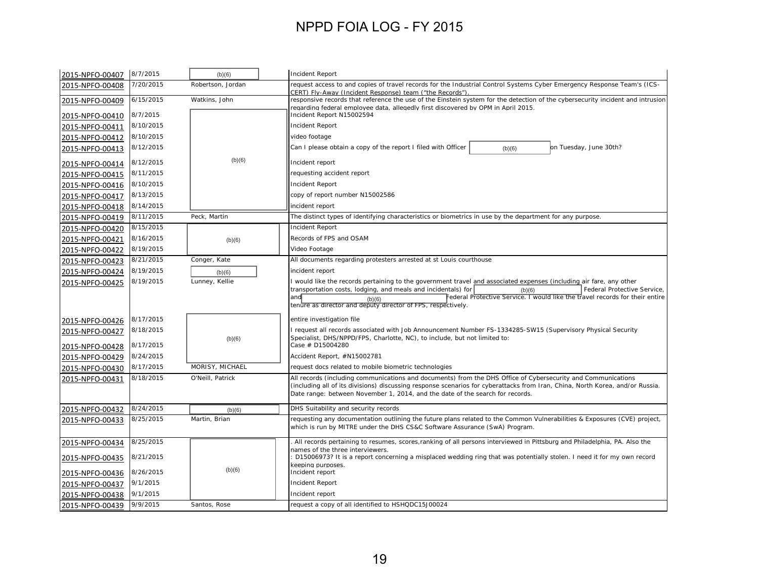# NPPD FOIA LOG - FY 2015

| | | | |
|---|---|---|---|
| 2015-NPFO-00407 | 8/7/2015 | (b)(6) | Incident Report |
| 2015-NPFO-00408 | 7/20/2015 | Robertson, Jordan | request access to and copies of travel records for the Industrial Control Systems Cyber Emergency Response Team's (ICS-CERT) Fly-Away (Incident Response) team ("the Records"). |
| 2015-NPFO-00409 | 6/15/2015 | Watkins, John | responsive records that reference the use of the Einstein system for the detection of the cybersecurity incident and intrusion regarding federal employee data, allegedly first discovered by OPM in April 2015. |
| 2015-NPFO-00410 | 8/7/2015 | (b)(6) | Incident Report N15002594 |
| 2015-NPFO-00411 | 8/10/2015 | (b)(6) | Incident Report |
| 2015-NPFO-00412 | 8/10/2015 | (b)(6) | video footage |
| 2015-NPFO-00413 | 8/12/2015 | (b)(6) | Can I please obtain a copy of the report I filed with Officer (b)(6) on Tuesday, June 30th? |
| 2015-NPFO-00414 | 8/12/2015 | (b)(6) | Incident report |
| 2015-NPFO-00415 | 8/11/2015 | (b)(6) | requesting accident report |
| 2015-NPFO-00416 | 8/10/2015 | (b)(6) | Incident Report |
| 2015-NPFO-00417 | 8/13/2015 | (b)(6) | copy of report number N15002586 |
| 2015-NPFO-00418 | 8/14/2015 | (b)(6) | incident report |
| 2015-NPFO-00419 | 8/11/2015 | Peck, Martin | The distinct types of identifying characteristics or biometrics in use by the department for any purpose. |
| 2015-NPFO-00420 | 8/15/2015 | (b)(6) | Incident Report |
| 2015-NPFO-00421 | 8/16/2015 | (b)(6) | Records of FPS and OSAM |
| 2015-NPFO-00422 | 8/19/2015 | (b)(6) | Video Footage |
| 2015-NPFO-00423 | 8/21/2015 | Conger, Kate | All documents regarding protesters arrested at st Louis courthouse |
| 2015-NPFO-00424 | 8/19/2015 | (b)(6) | incident report |
| 2015-NPFO-00425 | 8/19/2015 | Lunney, Kellie | I would like the records pertaining to the government travel and associated expenses (including air fare, any other transportation costs, lodging, and meals and incidentals) for (b)(6) Federal Protective Service, and (b)(6) Federal Protective Service. I would like the travel records for their entire tenure as director and deputy director of FPS, respectively. |
| 2015-NPFO-00426 | 8/17/2015 | (b)(6) | entire investigation file |
| 2015-NPFO-00427 | 8/18/2015 | (b)(6) | I request all records associated with Job Announcement Number FS-1334285-SW15 (Supervisory Physical Security Specialist, DHS/NPPD/FPS, Charlotte, NC), to include, but not limited to: |
| 2015-NPFO-00428 | 8/17/2015 | (b)(6) | Case # D15004280 |
| 2015-NPFO-00429 | 8/24/2015 | (b)(6) | Accident Report, #N15002781 |
| 2015-NPFO-00430 | 8/17/2015 | MORISY, MICHAEL | request docs related to mobile biometric technologies |
| 2015-NPFO-00431 | 8/18/2015 | O'Neill, Patrick | All records (including communications and documents) from the DHS Office of Cybersecurity and Communications (including all of its divisions) discussing response scenarios for cyberattacks from Iran, China, North Korea, and/or Russia. Date range: between November 1, 2014, and the date of the search for records. |
| 2015-NPFO-00432 | 8/24/2015 | (b)(6) | DHS Suitability and security records |
| 2015-NPFO-00433 | 8/25/2015 | Martin, Brian | requesting any documentation outlining the future plans related to the Common Vulnerabilities & Exposures (CVE) project, which is run by MITRE under the DHS CS&C Software Assurance (SwA) Program. |
| 2015-NPFO-00434 | 8/25/2015 | (b)(6) | . All records pertaining to resumes, scores,ranking of all persons interviewed in Pittsburg and Philadelphia, PA. Also the names of the three interviewers. |
| 2015-NPFO-00435 | 8/21/2015 | (b)(6) | : D15006973? It is a report concerning a misplaced wedding ring that was potentially stolen. I need it for my own record keeping purposes. |
| 2015-NPFO-00436 | 8/26/2015 | (b)(6) | Incident report |
| 2015-NPFO-00437 | 9/1/2015 | (b)(6) | Incident Report |
| 2015-NPFO-00438 | 9/1/2015 | (b)(6) | Incident report |
| 2015-NPFO-00439 | 9/9/2015 | Santos, Rose | request a copy of all identified to HSHQDC15J00024 |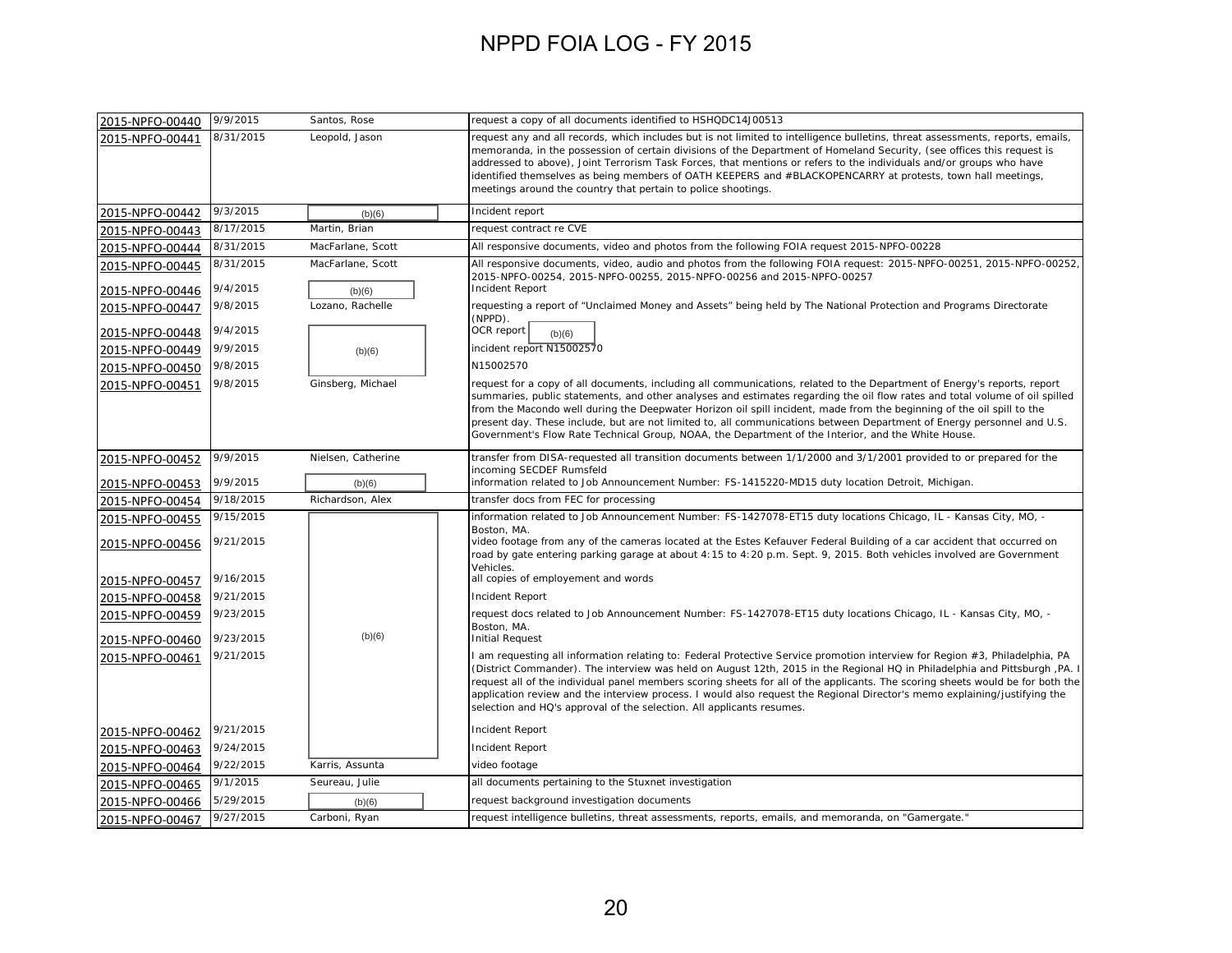# NPPD FOIA LOG - FY 2015

| | | | |
|---|---|---|---|
| 2015-NPFO-00440 | 9/9/2015 | Santos, Rose | request a copy of all documents identified to HSHQDC14J00513 |
| 2015-NPFO-00441 | 8/31/2015 | Leopold, Jason | request any and all records, which includes but is not limited to intelligence bulletins, threat assessments, reports, emails, memoranda, in the possession of certain divisions of the Department of Homeland Security, (see offices this request is addressed to above), Joint Terrorism Task Forces, that mentions or refers to the individuals and/or groups who have identified themselves as being members of OATH KEEPERS and #BLACKOPENCARRY at protests, town hall meetings, meetings around the country that pertain to police shootings. |
| 2015-NPFO-00442 | 9/3/2015 | (b)(6) | Incident report |
| 2015-NPFO-00443 | 8/17/2015 | Martin, Brian | request contract re CVE |
| 2015-NPFO-00444 | 8/31/2015 | MacFarlane, Scott | All responsive documents, video and photos from the following FOIA request 2015-NPFO-00228 |
| 2015-NPFO-00445 | 8/31/2015 | MacFarlane, Scott | All responsive documents, video, audio and photos from the following FOIA request: 2015-NPFO-00251, 2015-NPFO-00252, 2015-NPFO-00254, 2015-NPFO-00255, 2015-NPFO-00256 and 2015-NPFO-00257 |
| 2015-NPFO-00446 | 9/4/2015 | (b)(6) | Incident Report |
| 2015-NPFO-00447 | 9/8/2015 | Lozano, Rachelle | requesting a report of "Unclaimed Money and Assets" being held by The National Protection and Programs Directorate (NPPD). |
| 2015-NPFO-00448 | 9/4/2015 | (b)(6) | OCR report (b)(6) |
| 2015-NPFO-00449 | 9/9/2015 | (b)(6) | incident report N15002570 |
| 2015-NPFO-00450 | 9/8/2015 | (b)(6) | N15002570 |
| 2015-NPFO-00451 | 9/8/2015 | Ginsberg, Michael | request for a copy of all documents, including all communications, related to the Department of Energy's reports, report summaries, public statements, and other analyses and estimates regarding the oil flow rates and total volume of oil spilled from the Macondo well during the Deepwater Horizon oil spill incident, made from the beginning of the oil spill to the present day. These include, but are not limited to, all communications between Department of Energy personnel and U.S. Government's Flow Rate Technical Group, NOAA, the Department of the Interior, and the White House. |
| 2015-NPFO-00452 | 9/9/2015 | Nielsen, Catherine | transfer from DISA-requested all transition documents between 1/1/2000 and 3/1/2001 provided to or prepared for the incoming SECDEF Rumsfeld |
| 2015-NPFO-00453 | 9/9/2015 | (b)(6) | information related to Job Announcement Number: FS-1415220-MD15 duty location Detroit, Michigan. |
| 2015-NPFO-00454 | 9/18/2015 | Richardson, Alex | transfer docs from FEC for processing |
| 2015-NPFO-00455 | 9/15/2015 | (b)(6) | information related to Job Announcement Number: FS-1427078-ET15 duty locations Chicago, IL - Kansas City, MO, - Boston, MA. |
| 2015-NPFO-00456 | 9/21/2015 | (b)(6) | video footage from any of the cameras located at the Estes Kefauver Federal Building of a car accident that occurred on road by gate entering parking garage at about 4:15 to 4:20 p.m. Sept. 9, 2015. Both vehicles involved are Government Vehicles. |
| 2015-NPFO-00457 | 9/16/2015 | (b)(6) | all copies of employement and words |
| 2015-NPFO-00458 | 9/21/2015 | (b)(6) | Incident Report |
| 2015-NPFO-00459 | 9/23/2015 | (b)(6) | request docs related to Job Announcement Number: FS-1427078-ET15 duty locations Chicago, IL - Kansas City, MO, - Boston, MA. |
| 2015-NPFO-00460 | 9/23/2015 | (b)(6) | Initial Request |
| 2015-NPFO-00461 | 9/21/2015 | (b)(6) | I am requesting all information relating to: Federal Protective Service promotion interview for Region #3, Philadelphia, PA (District Commander). The interview was held on August 12th, 2015 in the Regional HQ in Philadelphia and Pittsburgh ,PA. I request all of the individual panel members scoring sheets for all of the applicants. The scoring sheets would be for both the application review and the interview process. I would also request the Regional Director's memo explaining/justifying the selection and HQ's approval of the selection. All applicants resumes. |
| 2015-NPFO-00462 | 9/21/2015 | (b)(6) | Incident Report |
| 2015-NPFO-00463 | 9/24/2015 | (b)(6) | Incident Report |
| 2015-NPFO-00464 | 9/22/2015 | Karris, Assunta | video footage |
| 2015-NPFO-00465 | 9/1/2015 | Seureau, Julie | all documents pertaining to the Stuxnet investigation |
| 2015-NPFO-00466 | 5/29/2015 | (b)(6) | request background investigation documents |
| 2015-NPFO-00467 | 9/27/2015 | Carboni, Ryan | request intelligence bulletins, threat assessments, reports, emails, and memoranda, on "Gamergate." |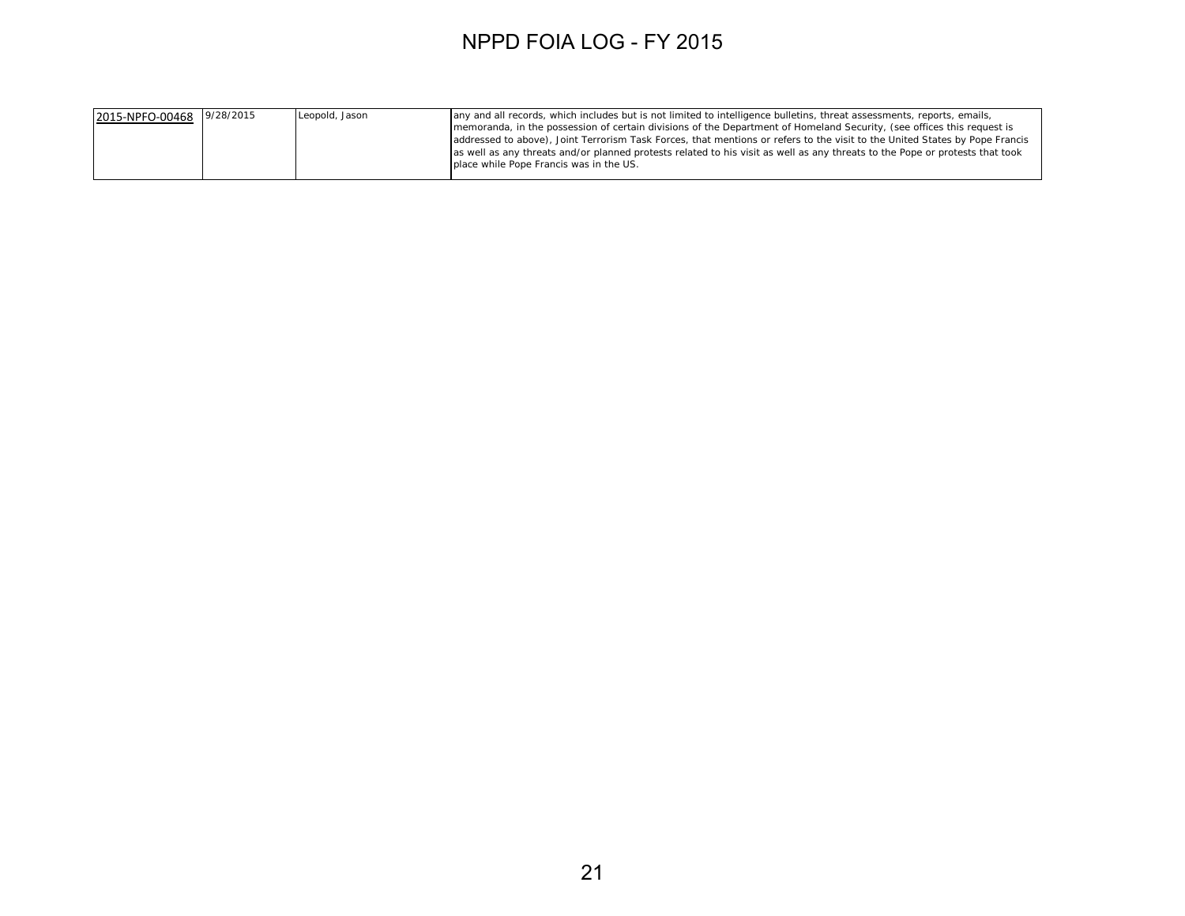# NPPD FOIA LOG - FY 2015

| | | | |
|---|---|---|---|
| 2015-NPFO-00468 | 9/28/2015 | Leopold, Jason | any and all records, which includes but is not limited to intelligence bulletins, threat assessments, reports, emails, memoranda, in the possession of certain divisions of the Department of Homeland Security, (see offices this request is addressed to above), Joint Terrorism Task Forces, that mentions or refers to the visit to the United States by Pope Francis as well as any threats and/or planned protests related to his visit as well as any threats to the Pope or protests that took place while Pope Francis was in the US. |